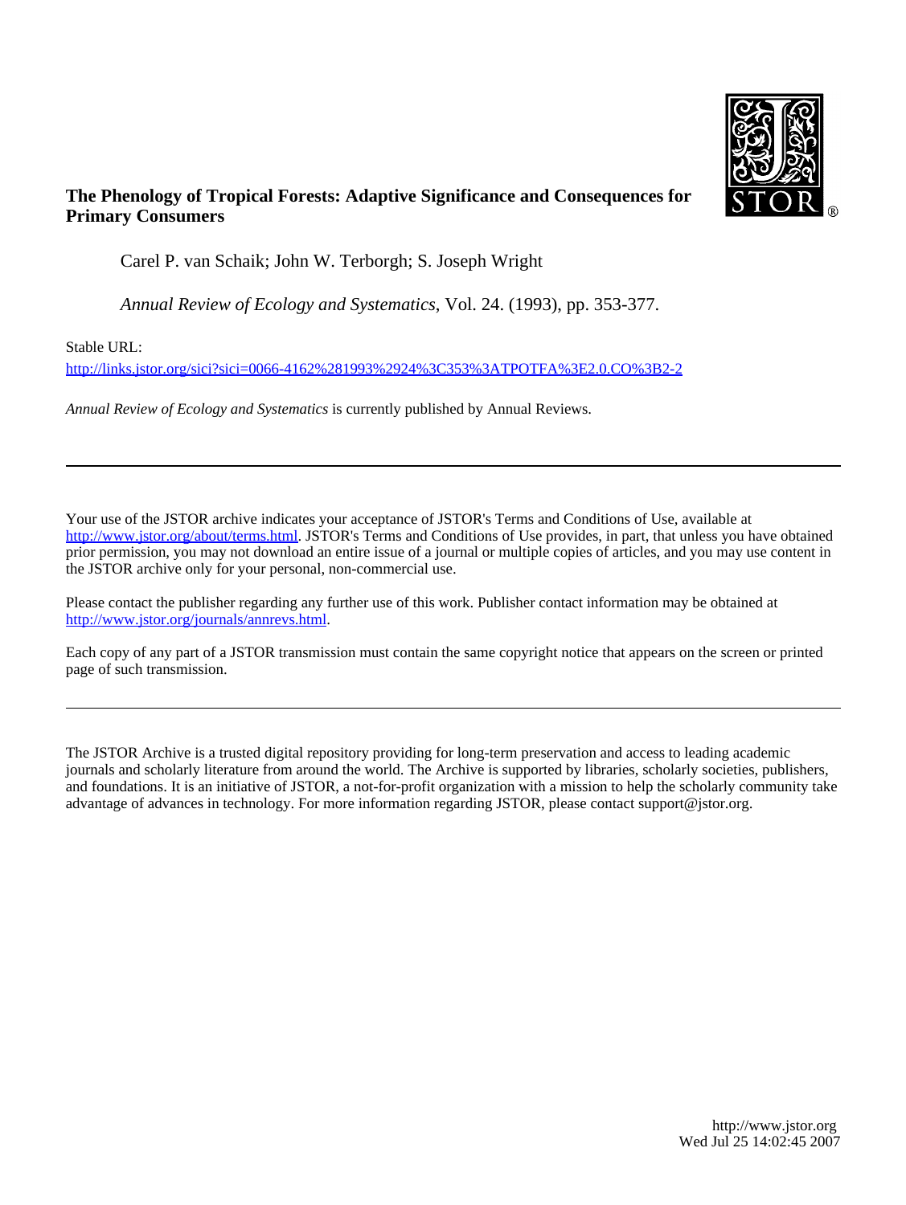**The Phenology of Tropical Forests: Adaptive Significance and Consequences for Primary Consumers**

Carel P. van Schaik; John W. Terborgh; S. Joseph Wright

*Annual Review of Ecology and Systematics*, Vol. 24. (1993), pp. 353-377.

Stable URL:

http://links.jstor.org/sici?sici=0066-4162%281993%2924%3C353%3ATPOTFA%3E2.0.CO%3B2-2

*Annual Review of Ecology and Systematics* is currently published by Annual Reviews.

---

Your use of the JSTOR archive indicates your acceptance of JSTOR's Terms and Conditions of Use, available at http://www.jstor.org/about/terms.html. JSTOR's Terms and Conditions of Use provides, in part, that unless you have obtained prior permission, you may not download an entire issue of a journal or multiple copies of articles, and you may use content in the JSTOR archive only for your personal, non-commercial use.

Please contact the publisher regarding any further use of this work. Publisher contact information may be obtained at http://www.jstor.org/journals/annrevs.html.

Each copy of any part of a JSTOR transmission must contain the same copyright notice that appears on the screen or printed page of such transmission.

---

The JSTOR Archive is a trusted digital repository providing for long-term preservation and access to leading academic journals and scholarly literature from around the world. The Archive is supported by libraries, scholarly societies, publishers, and foundations. It is an initiative of JSTOR, a not-for-profit organization with a mission to help the scholarly community take advantage of advances in technology. For more information regarding JSTOR, please contact support@jstor.org.

http://www.jstor.org
Wed Jul 25 14:02:45 2007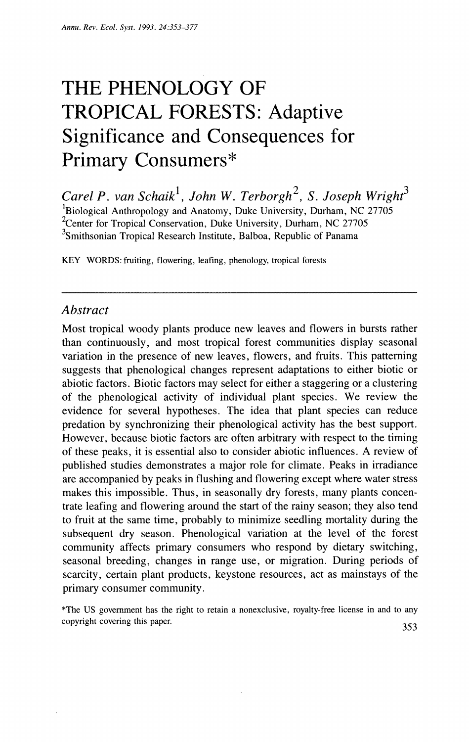# THE PHENOLOGY OF TROPICAL FORESTS: Adaptive Significance and Consequences for Primary Consumers*

*Carel P. van Schaik*[1], *John W. Terborgh*[2], *S. Joseph Wright*[3]

[1]Biological Anthropology and Anatomy, Duke University, Durham, NC 27705

[2]Center for Tropical Conservation, Duke University, Durham, NC 27705

[3]Smithsonian Tropical Research Institute, Balboa, Republic of Panama

KEY WORDS: fruiting, flowering, leafing, phenology, tropical forests

## *Abstract*

Most tropical woody plants produce new leaves and flowers in bursts rather than continuously, and most tropical forest communities display seasonal variation in the presence of new leaves, flowers, and fruits. This patterning suggests that phenological changes represent adaptations to either biotic or abiotic factors. Biotic factors may select for either a staggering or a clustering of the phenological activity of individual plant species. We review the evidence for several hypotheses. The idea that plant species can reduce predation by synchronizing their phenological activity has the best support. However, because biotic factors are often arbitrary with respect to the timing of these peaks, it is essential also to consider abiotic influences. A review of published studies demonstrates a major role for climate. Peaks in irradiance are accompanied by peaks in flushing and flowering except where water stress makes this impossible. Thus, in seasonally dry forests, many plants concentrate leafing and flowering around the start of the rainy season; they also tend to fruit at the same time, probably to minimize seedling mortality during the subsequent dry season. Phenological variation at the level of the forest community affects primary consumers who respond by dietary switching, seasonal breeding, changes in range use, or migration. During periods of scarcity, certain plant products, keystone resources, act as mainstays of the primary consumer community.

*The US government has the right to retain a nonexclusive, royalty-free license in and to any copyright covering this paper.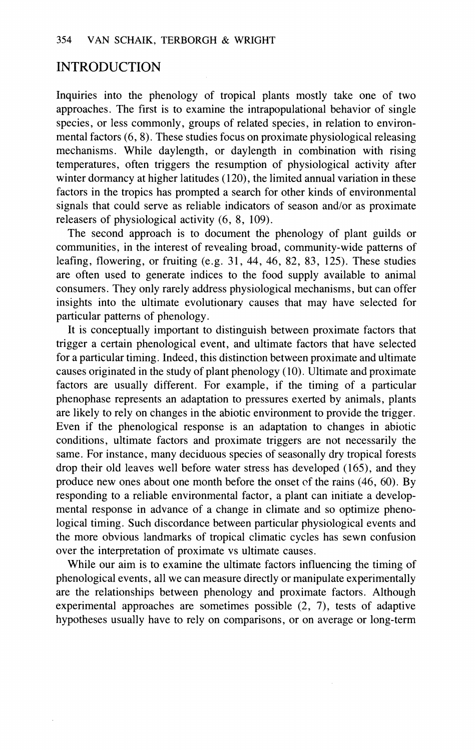## INTRODUCTION

Inquiries into the phenology of tropical plants mostly take one of two approaches. The first is to examine the intrapopulational behavior of single species, or less commonly, groups of related species, in relation to environmental factors (6, 8). These studies focus on proximate physiological releasing mechanisms. While daylength, or daylength in combination with rising temperatures, often triggers the resumption of physiological activity after winter dormancy at higher latitudes (120), the limited annual variation in these factors in the tropics has prompted a search for other kinds of environmental signals that could serve as reliable indicators of season and/or as proximate releasers of physiological activity (6, 8, 109).

The second approach is to document the phenology of plant guilds or communities, in the interest of revealing broad, community-wide patterns of leafing, flowering, or fruiting (e.g. 31, 44, 46, 82, 83, 125). These studies are often used to generate indices to the food supply available to animal consumers. They only rarely address physiological mechanisms, but can offer insights into the ultimate evolutionary causes that may have selected for particular patterns of phenology.

It is conceptually important to distinguish between proximate factors that trigger a certain phenological event, and ultimate factors that have selected for a particular timing. Indeed, this distinction between proximate and ultimate causes originated in the study of plant phenology (10). Ultimate and proximate factors are usually different. For example, if the timing of a particular phenophase represents an adaptation to pressures exerted by animals, plants are likely to rely on changes in the abiotic environment to provide the trigger. Even if the phenological response is an adaptation to changes in abiotic conditions, ultimate factors and proximate triggers are not necessarily the same. For instance, many deciduous species of seasonally dry tropical forests drop their old leaves well before water stress has developed (165), and they produce new ones about one month before the onset of the rains (46, 60). By responding to a reliable environmental factor, a plant can initiate a developmental response in advance of a change in climate and so optimize phenological timing. Such discordance between particular physiological events and the more obvious landmarks of tropical climatic cycles has sewn confusion over the interpretation of proximate vs ultimate causes.

While our aim is to examine the ultimate factors influencing the timing of phenological events, all we can measure directly or manipulate experimentally are the relationships between phenology and proximate factors. Although experimental approaches are sometimes possible (2, 7), tests of adaptive hypotheses usually have to rely on comparisons, or on average or long-term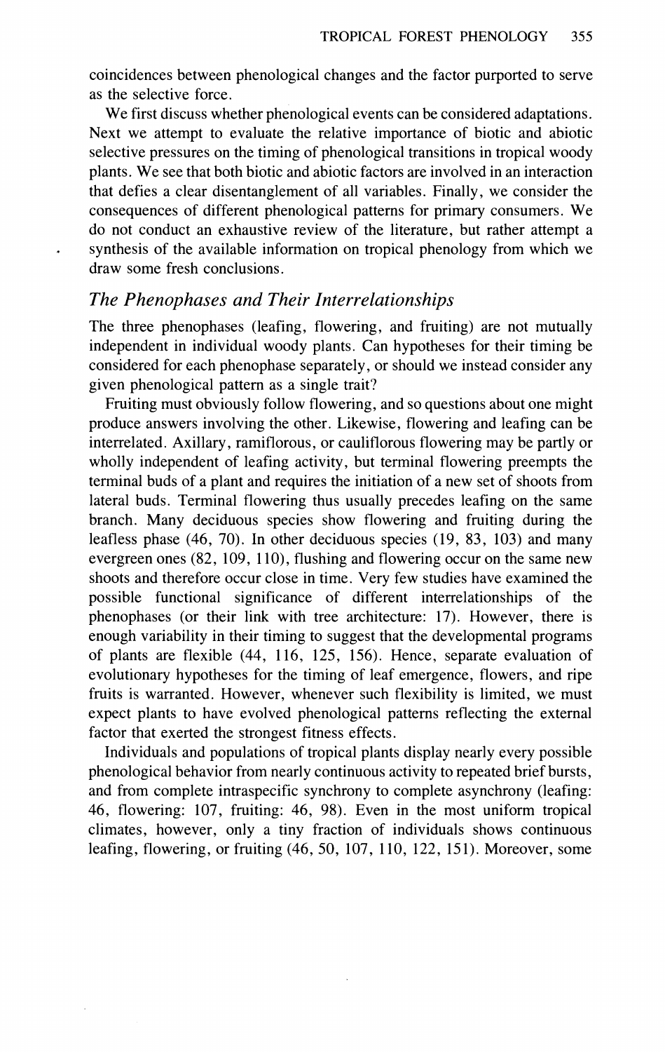coincidences between phenological changes and the factor purported to serve as the selective force.

We first discuss whether phenological events can be considered adaptations. Next we attempt to evaluate the relative importance of biotic and abiotic selective pressures on the timing of phenological transitions in tropical woody plants. We see that both biotic and abiotic factors are involved in an interaction that defies a clear disentanglement of all variables. Finally, we consider the consequences of different phenological patterns for primary consumers. We do not conduct an exhaustive review of the literature, but rather attempt a synthesis of the available information on tropical phenology from which we draw some fresh conclusions.

## *The Phenophases and Their Interrelationships*

The three phenophases (leafing, flowering, and fruiting) are not mutually independent in individual woody plants. Can hypotheses for their timing be considered for each phenophase separately, or should we instead consider any given phenological pattern as a single trait?

Fruiting must obviously follow flowering, and so questions about one might produce answers involving the other. Likewise, flowering and leafing can be interrelated. Axillary, ramiflorous, or cauliflorous flowering may be partly or wholly independent of leafing activity, but terminal flowering preempts the terminal buds of a plant and requires the initiation of a new set of shoots from lateral buds. Terminal flowering thus usually precedes leafing on the same branch. Many deciduous species show flowering and fruiting during the leafless phase (46, 70). In other deciduous species (19, 83, 103) and many evergreen ones (82, 109, 110), flushing and flowering occur on the same new shoots and therefore occur close in time. Very few studies have examined the possible functional significance of different interrelationships of the phenophases (or their link with tree architecture: 17). However, there is enough variability in their timing to suggest that the developmental programs of plants are flexible (44, 116, 125, 156). Hence, separate evaluation of evolutionary hypotheses for the timing of leaf emergence, flowers, and ripe fruits is warranted. However, whenever such flexibility is limited, we must expect plants to have evolved phenological patterns reflecting the external factor that exerted the strongest fitness effects.

Individuals and populations of tropical plants display nearly every possible phenological behavior from nearly continuous activity to repeated brief bursts, and from complete intraspecific synchrony to complete asynchrony (leafing: 46, flowering: 107, fruiting: 46, 98). Even in the most uniform tropical climates, however, only a tiny fraction of individuals shows continuous leafing, flowering, or fruiting (46, 50, 107, 110, 122, 151). Moreover, some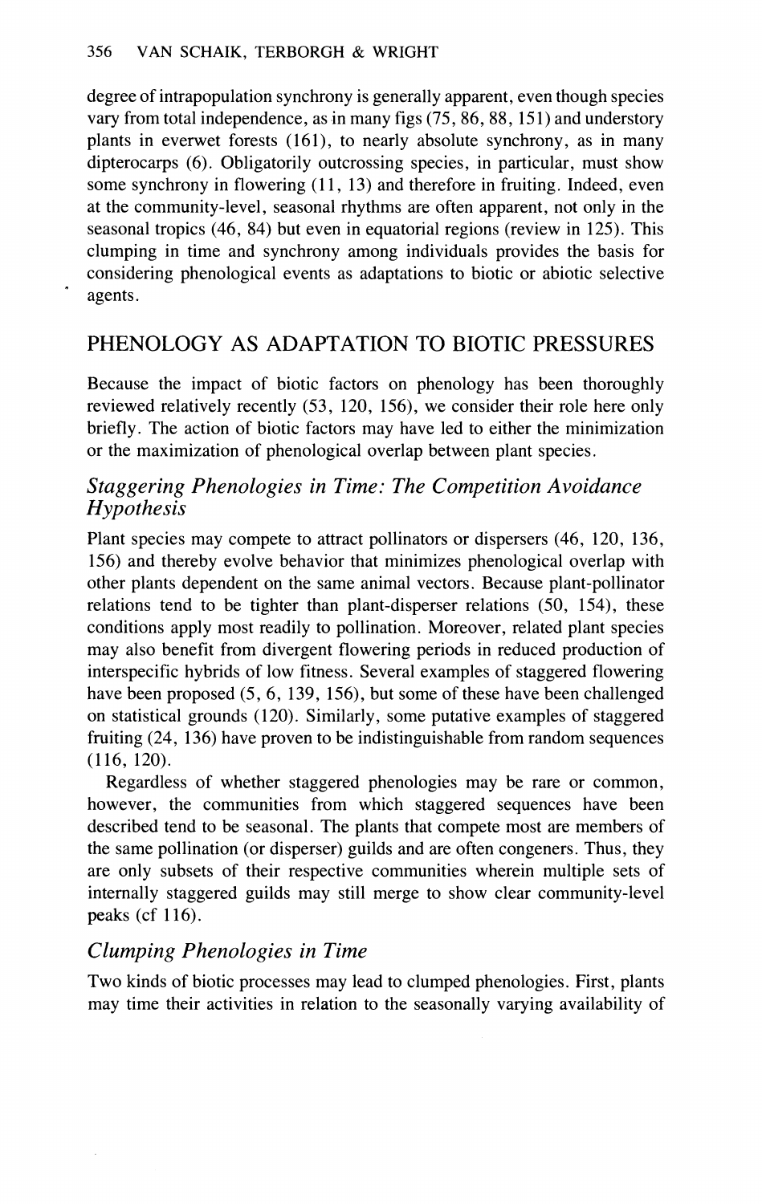degree of intrapopulation synchrony is generally apparent, even though species vary from total independence, as in many figs (75, 86, 88, 151) and understory plants in everwet forests (161), to nearly absolute synchrony, as in many dipterocarps (6). Obligatorily outcrossing species, in particular, must show some synchrony in flowering (11, 13) and therefore in fruiting. Indeed, even at the community-level, seasonal rhythms are often apparent, not only in the seasonal tropics (46, 84) but even in equatorial regions (review in 125). This clumping in time and synchrony among individuals provides the basis for considering phenological events as adaptations to biotic or abiotic selective agents.

## PHENOLOGY AS ADAPTATION TO BIOTIC PRESSURES

Because the impact of biotic factors on phenology has been thoroughly reviewed relatively recently (53, 120, 156), we consider their role here only briefly. The action of biotic factors may have led to either the minimization or the maximization of phenological overlap between plant species.

### *Staggering Phenologies in Time: The Competition Avoidance Hypothesis*

Plant species may compete to attract pollinators or dispersers (46, 120, 136, 156) and thereby evolve behavior that minimizes phenological overlap with other plants dependent on the same animal vectors. Because plant-pollinator relations tend to be tighter than plant-disperser relations (50, 154), these conditions apply most readily to pollination. Moreover, related plant species may also benefit from divergent flowering periods in reduced production of interspecific hybrids of low fitness. Several examples of staggered flowering have been proposed (5, 6, 139, 156), but some of these have been challenged on statistical grounds (120). Similarly, some putative examples of staggered fruiting (24, 136) have proven to be indistinguishable from random sequences (116, 120).

Regardless of whether staggered phenologies may be rare or common, however, the communities from which staggered sequences have been described tend to be seasonal. The plants that compete most are members of the same pollination (or disperser) guilds and are often congeners. Thus, they are only subsets of their respective communities wherein multiple sets of internally staggered guilds may still merge to show clear community-level peaks (cf 116).

### *Clumping Phenologies in Time*

Two kinds of biotic processes may lead to clumped phenologies. First, plants may time their activities in relation to the seasonally varying availability of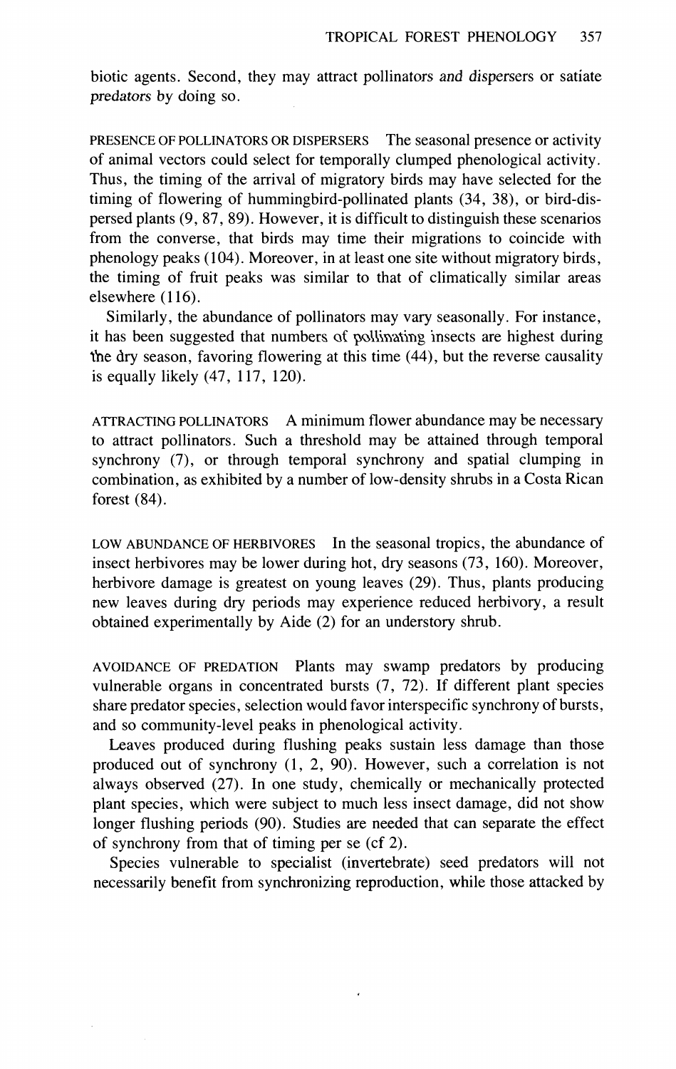biotic agents. Second, they may attract pollinators *and* dispersers or satiate *predators* by doing so.

PRESENCE OF POLLINATORS OR DISPERSERS The seasonal presence or activity of animal vectors could select for temporally clumped phenological activity. Thus, the timing of the arrival of migratory birds may have selected for the timing of flowering of hummingbird-pollinated plants (34, 38), or bird-dispersed plants (9, 87, 89). However, it is difficult to distinguish these scenarios from the converse, that birds may time their migrations to coincide with phenology peaks (104). Moreover, in at least one site without migratory birds, the timing of fruit peaks was similar to that of climatically similar areas elsewhere (116).

Similarly, the abundance of pollinators may vary seasonally. For instance, it has been suggested that numbers of pollinating insects are highest during the dry season, favoring flowering at this time (44), but the reverse causality is equally likely (47, 117, 120).

ATTRACTING POLLINATORS A minimum flower abundance may be necessary to attract pollinators. Such a threshold may be attained through temporal synchrony (7), or through temporal synchrony and spatial clumping in combination, as exhibited by a number of low-density shrubs in a Costa Rican forest (84).

LOW ABUNDANCE OF HERBIVORES In the seasonal tropics, the abundance of insect herbivores may be lower during hot, dry seasons (73, 160). Moreover, herbivore damage is greatest on young leaves (29). Thus, plants producing new leaves during dry periods may experience reduced herbivory, a result obtained experimentally by Aide (2) for an understory shrub.

AVOIDANCE OF PREDATION Plants may swamp predators by producing vulnerable organs in concentrated bursts (7, 72). If different plant species share predator species, selection would favor interspecific synchrony of bursts, and so community-level peaks in phenological activity.

Leaves produced during flushing peaks sustain less damage than those produced out of synchrony (1, 2, 90). However, such a correlation is not always observed (27). In one study, chemically or mechanically protected plant species, which were subject to much less insect damage, did not show longer flushing periods (90). Studies are needed that can separate the effect of synchrony from that of timing per se (cf 2).

Species vulnerable to specialist (invertebrate) seed predators will not necessarily benefit from synchronizing reproduction, while those attacked by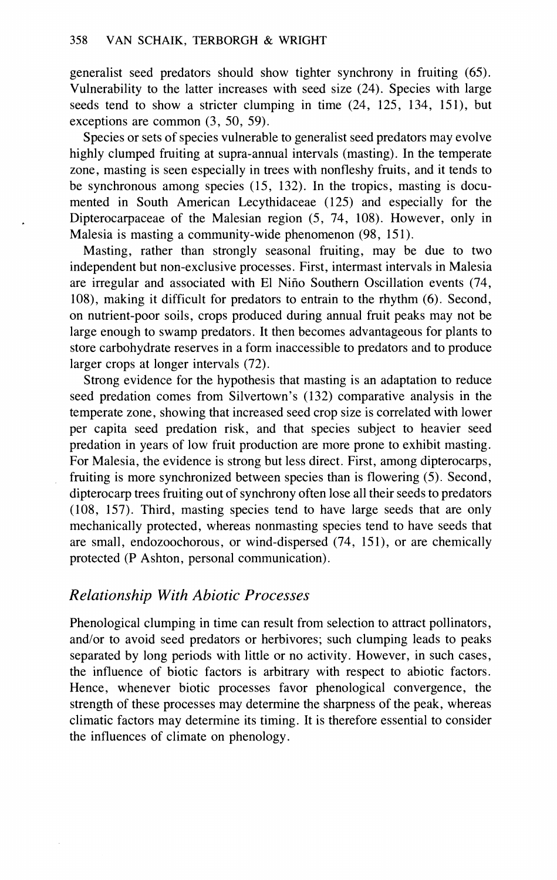generalist seed predators should show tighter synchrony in fruiting (65). Vulnerability to the latter increases with seed size (24). Species with large seeds tend to show a stricter clumping in time (24, 125, 134, 151), but exceptions are common (3, 50, 59).

Species or sets of species vulnerable to generalist seed predators may evolve highly clumped fruiting at supra-annual intervals (masting). In the temperate zone, masting is seen especially in trees with nonfleshy fruits, and it tends to be synchronous among species (15, 132). In the tropics, masting is documented in South American Lecythidaceae (125) and especially for the Dipterocarpaceae of the Malesian region (5, 74, 108). However, only in Malesia is masting a community-wide phenomenon (98, 151).

Masting, rather than strongly seasonal fruiting, may be due to two independent but non-exclusive processes. First, intermast intervals in Malesia are irregular and associated with El Niño Southern Oscillation events (74, 108), making it difficult for predators to entrain to the rhythm (6). Second, on nutrient-poor soils, crops produced during annual fruit peaks may not be large enough to swamp predators. It then becomes advantageous for plants to store carbohydrate reserves in a form inaccessible to predators and to produce larger crops at longer intervals (72).

Strong evidence for the hypothesis that masting is an adaptation to reduce seed predation comes from Silvertown's (132) comparative analysis in the temperate zone, showing that increased seed crop size is correlated with lower per capita seed predation risk, and that species subject to heavier seed predation in years of low fruit production are more prone to exhibit masting. For Malesia, the evidence is strong but less direct. First, among dipterocarps, fruiting is more synchronized between species than is flowering (5). Second, dipterocarp trees fruiting out of synchrony often lose all their seeds to predators (108, 157). Third, masting species tend to have large seeds that are only mechanically protected, whereas nonmasting species tend to have seeds that are small, endozoochorous, or wind-dispersed (74, 151), or are chemically protected (P Ashton, personal communication).

### *Relationship With Abiotic Processes*

Phenological clumping in time can result from selection to attract pollinators, and/or to avoid seed predators or herbivores; such clumping leads to peaks separated by long periods with little or no activity. However, in such cases, the influence of biotic factors is arbitrary with respect to abiotic factors. Hence, whenever biotic processes favor phenological convergence, the strength of these processes may determine the sharpness of the peak, whereas climatic factors may determine its timing. It is therefore essential to consider the influences of climate on phenology.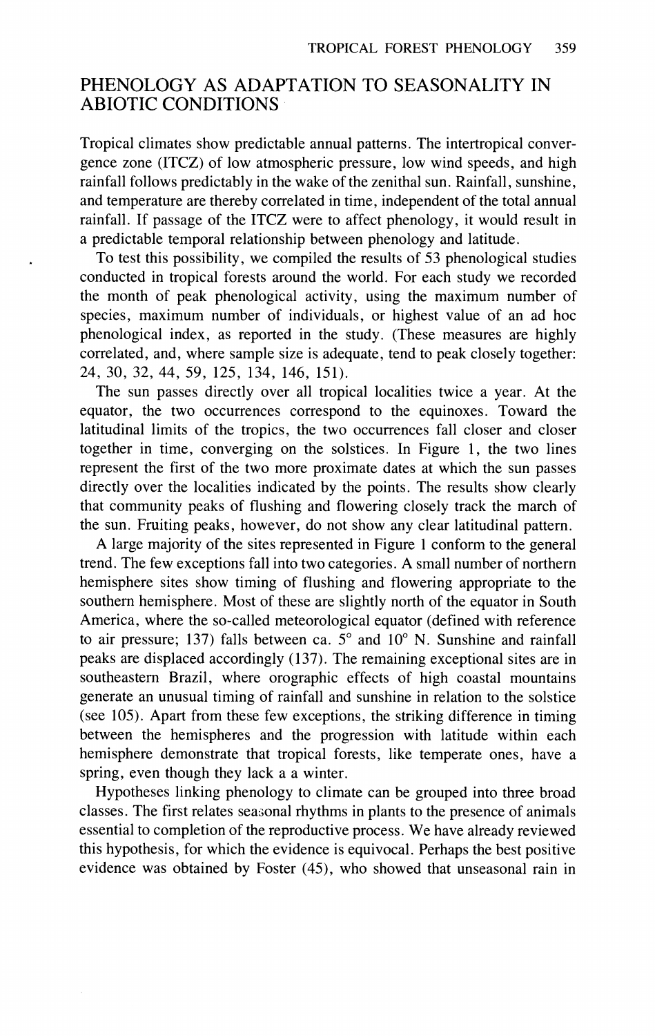## PHENOLOGY AS ADAPTATION TO SEASONALITY IN ABIOTIC CONDITIONS

Tropical climates show predictable annual patterns. The intertropical convergence zone (ITCZ) of low atmospheric pressure, low wind speeds, and high rainfall follows predictably in the wake of the zenithal sun. Rainfall, sunshine, and temperature are thereby correlated in time, independent of the total annual rainfall. If passage of the ITCZ were to affect phenology, it would result in a predictable temporal relationship between phenology and latitude.

To test this possibility, we compiled the results of 53 phenological studies conducted in tropical forests around the world. For each study we recorded the month of peak phenological activity, using the maximum number of species, maximum number of individuals, or highest value of an ad hoc phenological index, as reported in the study. (These measures are highly correlated, and, where sample size is adequate, tend to peak closely together: 24, 30, 32, 44, 59, 125, 134, 146, 151).

The sun passes directly over all tropical localities twice a year. At the equator, the two occurrences correspond to the equinoxes. Toward the latitudinal limits of the tropics, the two occurrences fall closer and closer together in time, converging on the solstices. In Figure 1, the two lines represent the first of the two more proximate dates at which the sun passes directly over the localities indicated by the points. The results show clearly that community peaks of flushing and flowering closely track the march of the sun. Fruiting peaks, however, do not show any clear latitudinal pattern.

A large majority of the sites represented in Figure 1 conform to the general trend. The few exceptions fall into two categories. A small number of northern hemisphere sites show timing of flushing and flowering appropriate to the southern hemisphere. Most of these are slightly north of the equator in South America, where the so-called meteorological equator (defined with reference to air pressure; 137) falls between ca. 5° and 10° N. Sunshine and rainfall peaks are displaced accordingly (137). The remaining exceptional sites are in southeastern Brazil, where orographic effects of high coastal mountains generate an unusual timing of rainfall and sunshine in relation to the solstice (see 105). Apart from these few exceptions, the striking difference in timing between the hemispheres and the progression with latitude within each hemisphere demonstrate that tropical forests, like temperate ones, have a spring, even though they lack a a winter.

Hypotheses linking phenology to climate can be grouped into three broad classes. The first relates seasonal rhythms in plants to the presence of animals essential to completion of the reproductive process. We have already reviewed this hypothesis, for which the evidence is equivocal. Perhaps the best positive evidence was obtained by Foster (45), who showed that unseasonal rain in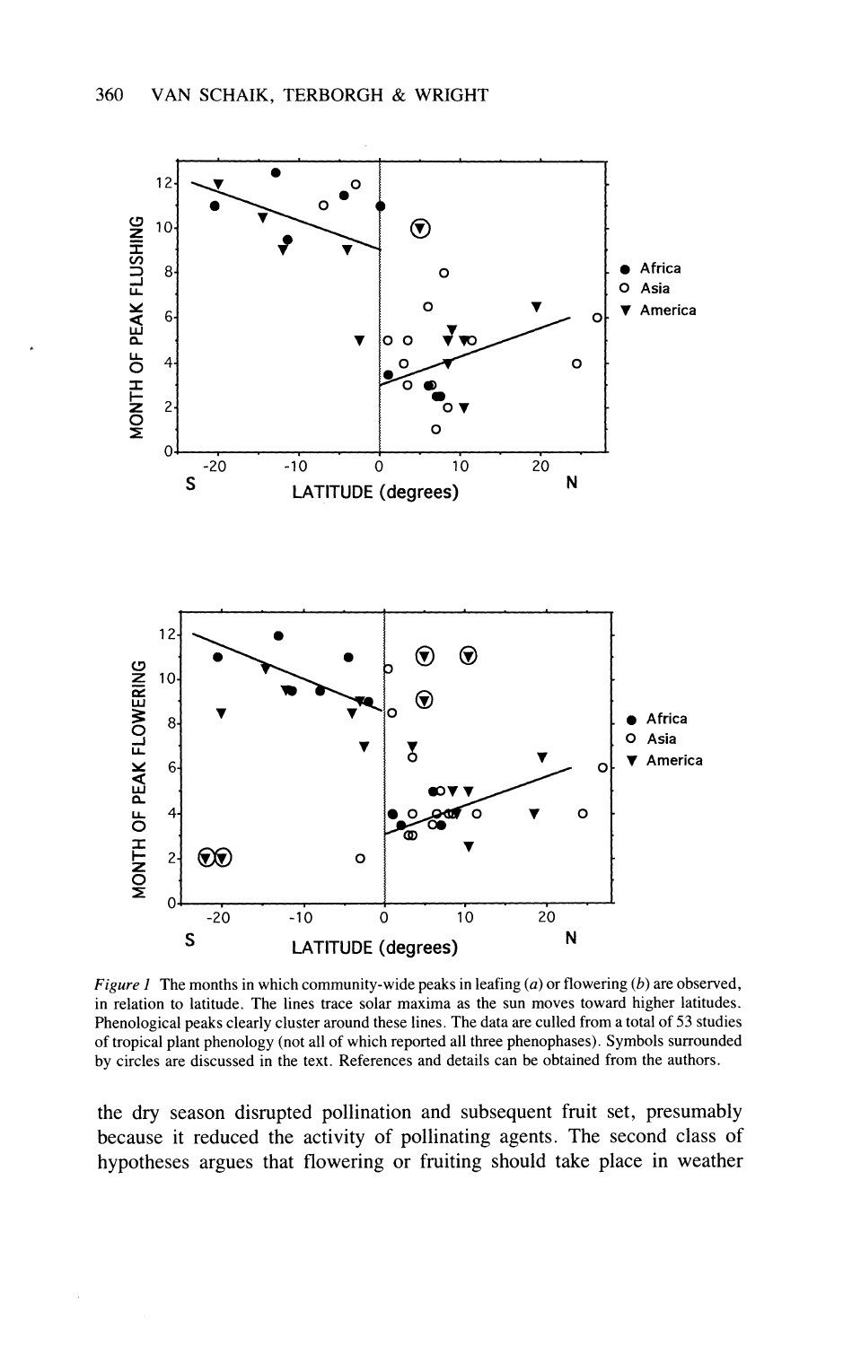*Figure 1* The months in which community-wide peaks in leafing (*a*) or flowering (*b*) are observed, in relation to latitude. The lines trace solar maxima as the sun moves toward higher latitudes. Phenological peaks clearly cluster around these lines. The data are culled from a total of 53 studies of tropical plant phenology (not all of which reported all three phenophases). Symbols surrounded by circles are discussed in the text. References and details can be obtained from the authors.

the dry season disrupted pollination and subsequent fruit set, presumably because it reduced the activity of pollinating agents. The second class of hypotheses argues that flowering or fruiting should take place in weather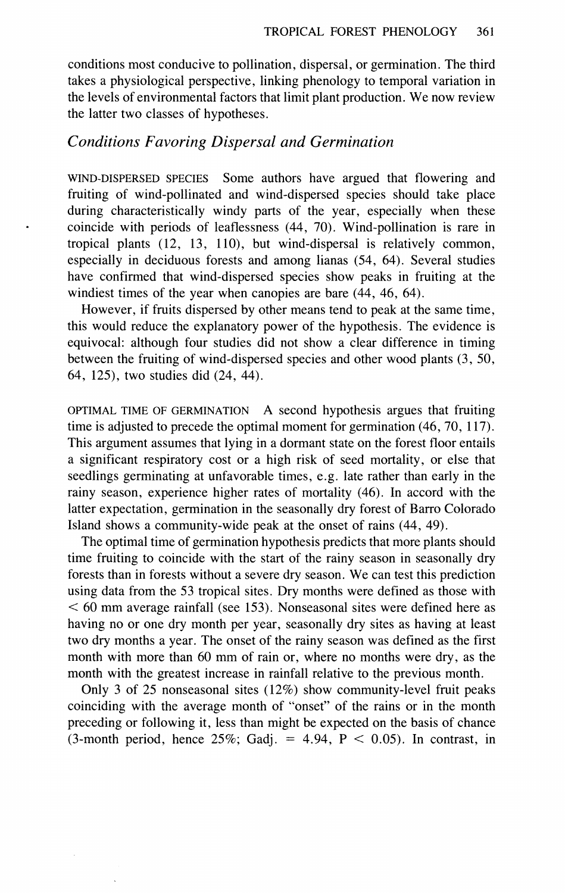conditions most conducive to pollination, dispersal, or germination. The third takes a physiological perspective, linking phenology to temporal variation in the levels of environmental factors that limit plant production. We now review the latter two classes of hypotheses.

## *Conditions Favoring Dispersal and Germination*

WIND-DISPERSED SPECIES Some authors have argued that flowering and fruiting of wind-pollinated and wind-dispersed species should take place during characteristically windy parts of the year, especially when these coincide with periods of leaflessness (44, 70). Wind-pollination is rare in tropical plants (12, 13, 110), but wind-dispersal is relatively common, especially in deciduous forests and among lianas (54, 64). Several studies have confirmed that wind-dispersed species show peaks in fruiting at the windiest times of the year when canopies are bare (44, 46, 64).

However, if fruits dispersed by other means tend to peak at the same time, this would reduce the explanatory power of the hypothesis. The evidence is equivocal: although four studies did not show a clear difference in timing between the fruiting of wind-dispersed species and other wood plants (3, 50, 64, 125), two studies did (24, 44).

OPTIMAL TIME OF GERMINATION A second hypothesis argues that fruiting time is adjusted to precede the optimal moment for germination (46, 70, 117). This argument assumes that lying in a dormant state on the forest floor entails a significant respiratory cost or a high risk of seed mortality, or else that seedlings germinating at unfavorable times, e.g. late rather than early in the rainy season, experience higher rates of mortality (46). In accord with the latter expectation, germination in the seasonally dry forest of Barro Colorado Island shows a community-wide peak at the onset of rains (44, 49).

The optimal time of germination hypothesis predicts that more plants should time fruiting to coincide with the start of the rainy season in seasonally dry forests than in forests without a severe dry season. We can test this prediction using data from the 53 tropical sites. Dry months were defined as those with $< 60$ mm average rainfall (see 153). Nonseasonal sites were defined here as having no or one dry month per year, seasonally dry sites as having at least two dry months a year. The onset of the rainy season was defined as the first month with more than 60 mm of rain or, where no months were dry, as the month with the greatest increase in rainfall relative to the previous month.

Only 3 of 25 nonseasonal sites (12%) show community-level fruit peaks coinciding with the average month of "onset" of the rains or in the month preceding or following it, less than might be expected on the basis of chance (3-month period, hence 25%; $G_{adj.} = 4.94$, $P < 0.05$). In contrast, in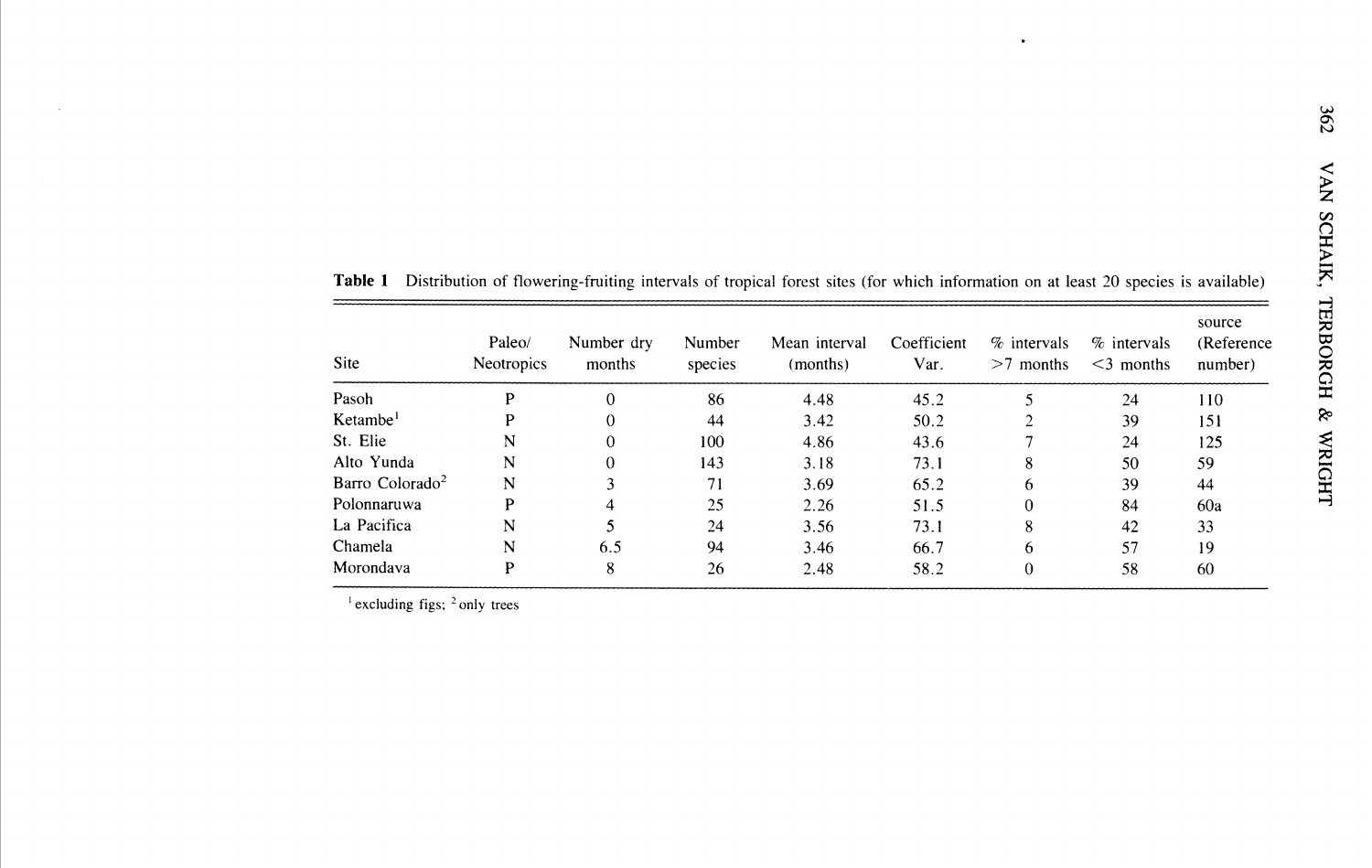**Table 1** Distribution of flowering-fruiting intervals of tropical forest sites (for which information on at least 20 species is available)

| Site | Paleo/ Neotropics | Number dry months | Number species | Mean interval (months) | Coefficient Var. | % intervals >7 months | % intervals <3 months | source (Reference number) |
|---|---|---|---|---|---|---|---|---|
| Pasoh | P | 0 | 86 | 4.48 | 45.2 | 5 | 24 | 110 |
| Ketambe[1] | P | 0 | 44 | 3.42 | 50.2 | 2 | 39 | 151 |
| St. Elie | N | 0 | 100 | 4.86 | 43.6 | 7 | 24 | 125 |
| Alto Yunda | N | 0 | 143 | 3.18 | 73.1 | 8 | 50 | 59 |
| Barro Colorado[2] | N | 3 | 71 | 3.69 | 65.2 | 6 | 39 | 44 |
| Polonnaruwa | P | 4 | 25 | 2.26 | 51.5 | 0 | 84 | 60a |
| La Pacifica | N | 5 | 24 | 3.56 | 73.1 | 8 | 42 | 33 |
| Chamela | N | 6.5 | 94 | 3.46 | 66.7 | 6 | 57 | 19 |
| Morondava | P | 8 | 26 | 2.48 | 58.2 | 0 | 58 | 60 |

[1] excluding figs; [2] only trees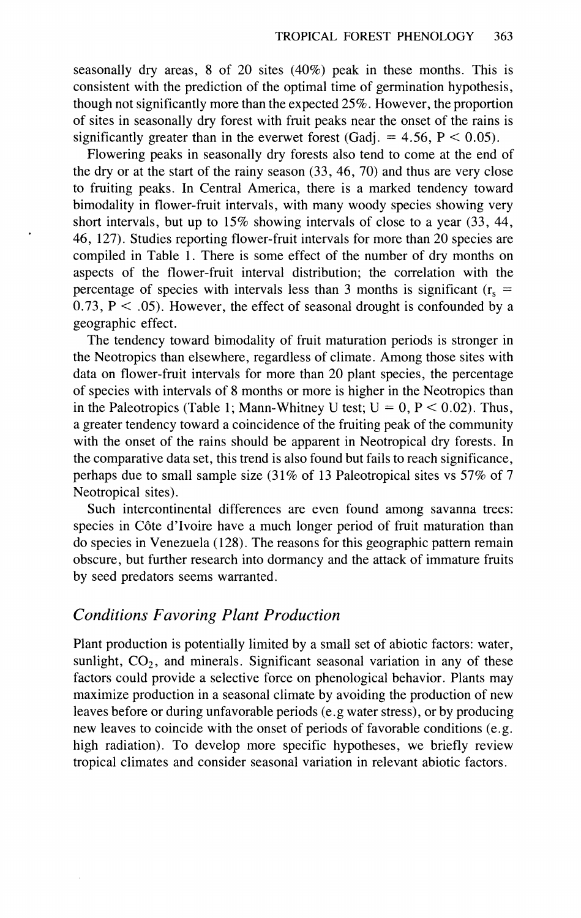seasonally dry areas, 8 of 20 sites (40%) peak in these months. This is consistent with the prediction of the optimal time of germination hypothesis, though not significantly more than the expected 25%. However, the proportion of sites in seasonally dry forest with fruit peaks near the onset of the rains is significantly greater than in the everwet forest ($G_{adj.} = 4.56$, $P < 0.05$).

Flowering peaks in seasonally dry forests also tend to come at the end of the dry or at the start of the rainy season (33, 46, 70) and thus are very close to fruiting peaks. In Central America, there is a marked tendency toward bimodality in flower-fruit intervals, with many woody species showing very short intervals, but up to 15% showing intervals of close to a year (33, 44, 46, 127). Studies reporting flower-fruit intervals for more than 20 species are compiled in Table 1. There is some effect of the number of dry months on aspects of the flower-fruit interval distribution; the correlation with the percentage of species with intervals less than 3 months is significant ($r_s = 0.73$, $P < .05$). However, the effect of seasonal drought is confounded by a geographic effect.

The tendency toward bimodality of fruit maturation periods is stronger in the Neotropics than elsewhere, regardless of climate. Among those sites with data on flower-fruit intervals for more than 20 plant species, the percentage of species with intervals of 8 months or more is higher in the Neotropics than in the Paleotropics (Table 1; Mann-Whitney U test; $U = 0$, $P < 0.02$). Thus, a greater tendency toward a coincidence of the fruiting peak of the community with the onset of the rains should be apparent in Neotropical dry forests. In the comparative data set, this trend is also found but fails to reach significance, perhaps due to small sample size (31% of 13 Paleotropical sites vs 57% of 7 Neotropical sites).

Such intercontinental differences are even found among savanna trees: species in Côte d'Ivoire have a much longer period of fruit maturation than do species in Venezuela (128). The reasons for this geographic pattern remain obscure, but further research into dormancy and the attack of immature fruits by seed predators seems warranted.

## *Conditions Favoring Plant Production*

Plant production is potentially limited by a small set of abiotic factors: water, sunlight, $CO_2$, and minerals. Significant seasonal variation in any of these factors could provide a selective force on phenological behavior. Plants may maximize production in a seasonal climate by avoiding the production of new leaves before or during unfavorable periods (e.g water stress), or by producing new leaves to coincide with the onset of periods of favorable conditions (e.g. high radiation). To develop more specific hypotheses, we briefly review tropical climates and consider seasonal variation in relevant abiotic factors.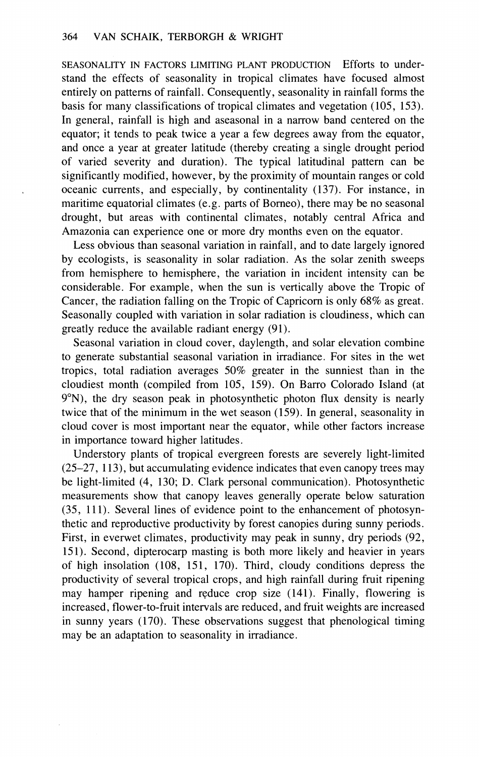SEASONALITY IN FACTORS LIMITING PLANT PRODUCTION Efforts to understand the effects of seasonality in tropical climates have focused almost entirely on patterns of rainfall. Consequently, seasonality in rainfall forms the basis for many classifications of tropical climates and vegetation (105, 153). In general, rainfall is high and aseasonal in a narrow band centered on the equator; it tends to peak twice a year a few degrees away from the equator, and once a year at greater latitude (thereby creating a single drought period of varied severity and duration). The typical latitudinal pattern can be significantly modified, however, by the proximity of mountain ranges or cold oceanic currents, and especially, by continentality (137). For instance, in maritime equatorial climates (e.g. parts of Borneo), there may be no seasonal drought, but areas with continental climates, notably central Africa and Amazonia can experience one or more dry months even on the equator.

Less obvious than seasonal variation in rainfall, and to date largely ignored by ecologists, is seasonality in solar radiation. As the solar zenith sweeps from hemisphere to hemisphere, the variation in incident intensity can be considerable. For example, when the sun is vertically above the Tropic of Cancer, the radiation falling on the Tropic of Capricorn is only 68% as great. Seasonally coupled with variation in solar radiation is cloudiness, which can greatly reduce the available radiant energy (91).

Seasonal variation in cloud cover, daylength, and solar elevation combine to generate substantial seasonal variation in irradiance. For sites in the wet tropics, total radiation averages 50% greater in the sunniest than in the cloudiest month (compiled from 105, 159). On Barro Colorado Island (at 9°N), the dry season peak in photosynthetic photon flux density is nearly twice that of the minimum in the wet season (159). In general, seasonality in cloud cover is most important near the equator, while other factors increase in importance toward higher latitudes.

Understory plants of tropical evergreen forests are severely light-limited (25–27, 113), but accumulating evidence indicates that even canopy trees may be light-limited (4, 130; D. Clark personal communication). Photosynthetic measurements show that canopy leaves generally operate below saturation (35, 111). Several lines of evidence point to the enhancement of photosynthetic and reproductive productivity by forest canopies during sunny periods. First, in everwet climates, productivity may peak in sunny, dry periods (92, 151). Second, dipterocarp masting is both more likely and heavier in years of high insolation (108, 151, 170). Third, cloudy conditions depress the productivity of several tropical crops, and high rainfall during fruit ripening may hamper ripening and reduce crop size (141). Finally, flowering is increased, flower-to-fruit intervals are reduced, and fruit weights are increased in sunny years (170). These observations suggest that phenological timing may be an adaptation to seasonality in irradiance.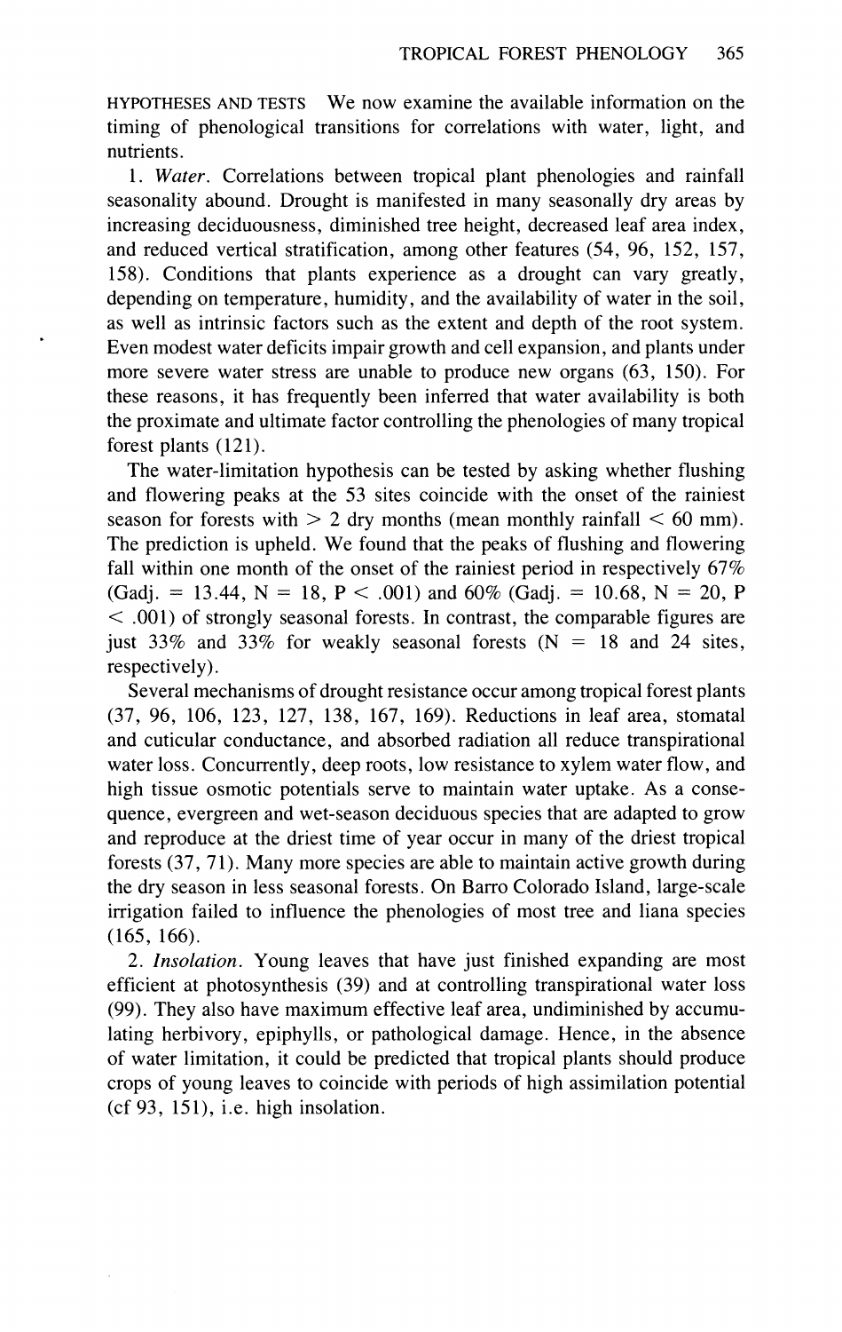HYPOTHESES AND TESTS We now examine the available information on the timing of phenological transitions for correlations with water, light, and nutrients.

1. *Water*. Correlations between tropical plant phenologies and rainfall seasonality abound. Drought is manifested in many seasonally dry areas by increasing deciduousness, diminished tree height, decreased leaf area index, and reduced vertical stratification, among other features (54, 96, 152, 157, 158). Conditions that plants experience as a drought can vary greatly, depending on temperature, humidity, and the availability of water in the soil, as well as intrinsic factors such as the extent and depth of the root system. Even modest water deficits impair growth and cell expansion, and plants under more severe water stress are unable to produce new organs (63, 150). For these reasons, it has frequently been inferred that water availability is both the proximate and ultimate factor controlling the phenologies of many tropical forest plants (121).

The water-limitation hypothesis can be tested by asking whether flushing and flowering peaks at the 53 sites coincide with the onset of the rainiest season for forests with $> 2$ dry months (mean monthly rainfall $< 60$ mm). The prediction is upheld. We found that the peaks of flushing and flowering fall within one month of the onset of the rainiest period in respectively 67% ($G_{adj.} = 13.44$, $N = 18$, $P < .001$) and 60% ($G_{adj.} = 10.68$, $N = 20$, $P < .001$) of strongly seasonal forests. In contrast, the comparable figures are just 33% and 33% for weakly seasonal forests ($N = 18$ and 24 sites, respectively).

Several mechanisms of drought resistance occur among tropical forest plants (37, 96, 106, 123, 127, 138, 167, 169). Reductions in leaf area, stomatal and cuticular conductance, and absorbed radiation all reduce transpirational water loss. Concurrently, deep roots, low resistance to xylem water flow, and high tissue osmotic potentials serve to maintain water uptake. As a consequence, evergreen and wet-season deciduous species that are adapted to grow and reproduce at the driest time of year occur in many of the driest tropical forests (37, 71). Many more species are able to maintain active growth during the dry season in less seasonal forests. On Barro Colorado Island, large-scale irrigation failed to influence the phenologies of most tree and liana species (165, 166).

2. *Insolation*. Young leaves that have just finished expanding are most efficient at photosynthesis (39) and at controlling transpirational water loss (99). They also have maximum effective leaf area, undiminished by accumulating herbivory, epiphylls, or pathological damage. Hence, in the absence of water limitation, it could be predicted that tropical plants should produce crops of young leaves to coincide with periods of high assimilation potential (cf 93, 151), i.e. high insolation.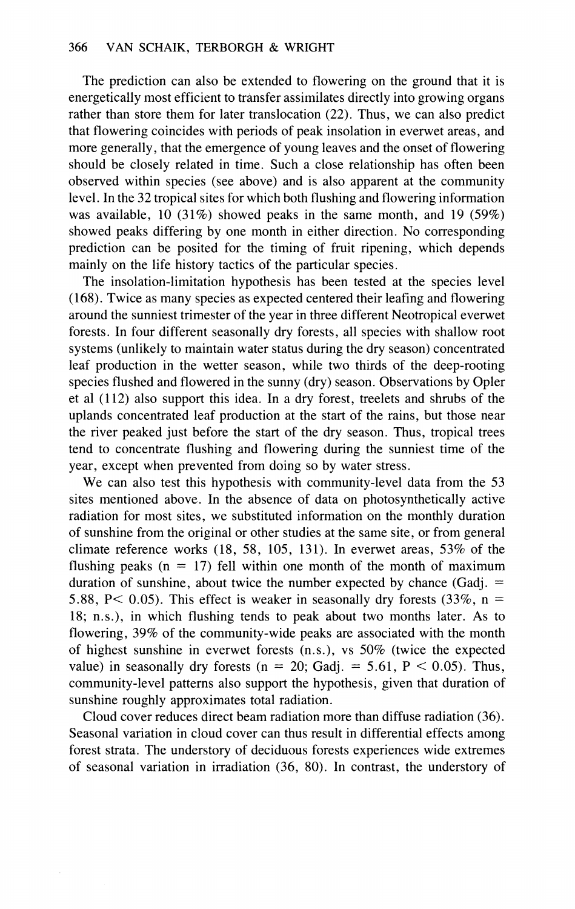The prediction can also be extended to flowering on the ground that it is energetically most efficient to transfer assimilates directly into growing organs rather than store them for later translocation (22). Thus, we can also predict that flowering coincides with periods of peak insolation in everwet areas, and more generally, that the emergence of young leaves and the onset of flowering should be closely related in time. Such a close relationship has often been observed within species (see above) and is also apparent at the community level. In the 32 tropical sites for which both flushing and flowering information was available, 10 (31%) showed peaks in the same month, and 19 (59%) showed peaks differing by one month in either direction. No corresponding prediction can be posited for the timing of fruit ripening, which depends mainly on the life history tactics of the particular species.

The insolation-limitation hypothesis has been tested at the species level (168). Twice as many species as expected centered their leafing and flowering around the sunniest trimester of the year in three different Neotropical everwet forests. In four different seasonally dry forests, all species with shallow root systems (unlikely to maintain water status during the dry season) concentrated leaf production in the wetter season, while two thirds of the deep-rooting species flushed and flowered in the sunny (dry) season. Observations by Opler et al (112) also support this idea. In a dry forest, treelets and shrubs of the uplands concentrated leaf production at the start of the rains, but those near the river peaked just before the start of the dry season. Thus, tropical trees tend to concentrate flushing and flowering during the sunniest time of the year, except when prevented from doing so by water stress.

We can also test this hypothesis with community-level data from the 53 sites mentioned above. In the absence of data on photosynthetically active radiation for most sites, we substituted information on the monthly duration of sunshine from the original or other studies at the same site, or from general climate reference works (18, 58, 105, 131). In everwet areas, 53% of the flushing peaks ($n = 17$) fell within one month of the month of maximum duration of sunshine, about twice the number expected by chance ($G_{adj.} = 5.88$, $P < 0.05$). This effect is weaker in seasonally dry forests (33%, $n = 18$; n.s.), in which flushing tends to peak about two months later. As to flowering, 39% of the community-wide peaks are associated with the month of highest sunshine in everwet forests (n.s.), vs 50% (twice the expected value) in seasonally dry forests ($n = 20$; $G_{adj.} = 5.61$, $P < 0.05$). Thus, community-level patterns also support the hypothesis, given that duration of sunshine roughly approximates total radiation.

Cloud cover reduces direct beam radiation more than diffuse radiation (36). Seasonal variation in cloud cover can thus result in differential effects among forest strata. The understory of deciduous forests experiences wide extremes of seasonal variation in irradiation (36, 80). In contrast, the understory of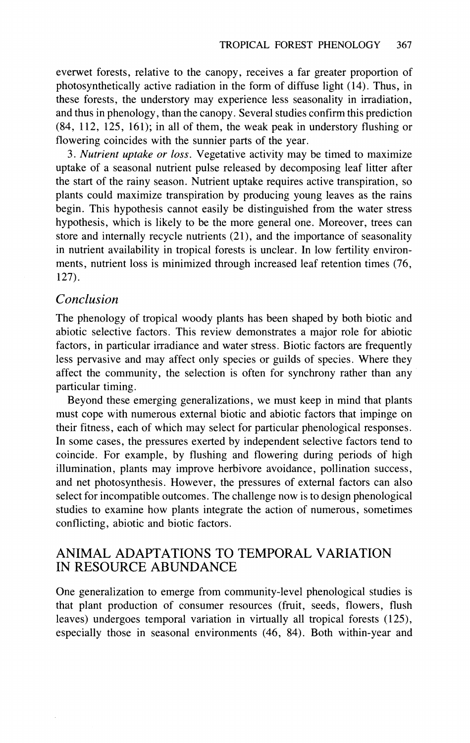everwet forests, relative to the canopy, receives a far greater proportion of photosynthetically active radiation in the form of diffuse light (14). Thus, in these forests, the understory may experience less seasonality in irradiation, and thus in phenology, than the canopy. Several studies confirm this prediction (84, 112, 125, 161); in all of them, the weak peak in understory flushing or flowering coincides with the sunnier parts of the year.

3. *Nutrient uptake or loss.* Vegetative activity may be timed to maximize uptake of a seasonal nutrient pulse released by decomposing leaf litter after the start of the rainy season. Nutrient uptake requires active transpiration, so plants could maximize transpiration by producing young leaves as the rains begin. This hypothesis cannot easily be distinguished from the water stress hypothesis, which is likely to be the more general one. Moreover, trees can store and internally recycle nutrients (21), and the importance of seasonality in nutrient availability in tropical forests is unclear. In low fertility environments, nutrient loss is minimized through increased leaf retention times (76, 127).

### *Conclusion*

The phenology of tropical woody plants has been shaped by both biotic and abiotic selective factors. This review demonstrates a major role for abiotic factors, in particular irradiance and water stress. Biotic factors are frequently less pervasive and may affect only species or guilds of species. Where they affect the community, the selection is often for synchrony rather than any particular timing.

Beyond these emerging generalizations, we must keep in mind that plants must cope with numerous external biotic and abiotic factors that impinge on their fitness, each of which may select for particular phenological responses. In some cases, the pressures exerted by independent selective factors tend to coincide. For example, by flushing and flowering during periods of high illumination, plants may improve herbivore avoidance, pollination success, and net photosynthesis. However, the pressures of external factors can also select for incompatible outcomes. The challenge now is to design phenological studies to examine how plants integrate the action of numerous, sometimes conflicting, abiotic and biotic factors.

## ANIMAL ADAPTATIONS TO TEMPORAL VARIATION IN RESOURCE ABUNDANCE

One generalization to emerge from community-level phenological studies is that plant production of consumer resources (fruit, seeds, flowers, flush leaves) undergoes temporal variation in virtually all tropical forests (125), especially those in seasonal environments (46, 84). Both within-year and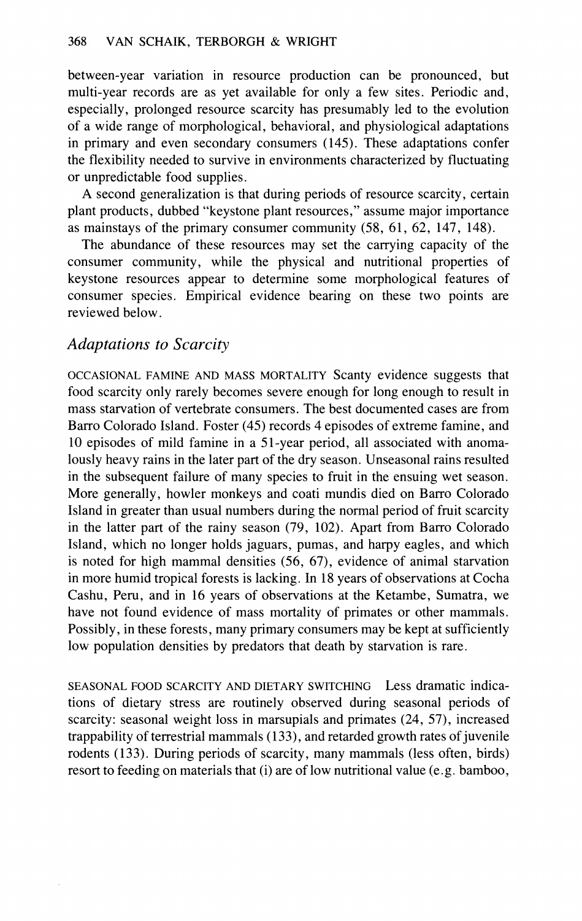between-year variation in resource production can be pronounced, but multi-year records are as yet available for only a few sites. Periodic and, especially, prolonged resource scarcity has presumably led to the evolution of a wide range of morphological, behavioral, and physiological adaptations in primary and even secondary consumers (145). These adaptations confer the flexibility needed to survive in environments characterized by fluctuating or unpredictable food supplies.

A second generalization is that during periods of resource scarcity, certain plant products, dubbed "keystone plant resources," assume major importance as mainstays of the primary consumer community (58, 61, 62, 147, 148).

The abundance of these resources may set the carrying capacity of the consumer community, while the physical and nutritional properties of keystone resources appear to determine some morphological features of consumer species. Empirical evidence bearing on these two points are reviewed below.

## *Adaptations to Scarcity*

OCCASIONAL FAMINE AND MASS MORTALITY Scanty evidence suggests that food scarcity only rarely becomes severe enough for long enough to result in mass starvation of vertebrate consumers. The best documented cases are from Barro Colorado Island. Foster (45) records 4 episodes of extreme famine, and 10 episodes of mild famine in a 51-year period, all associated with anomalously heavy rains in the later part of the dry season. Unseasonal rains resulted in the subsequent failure of many species to fruit in the ensuing wet season. More generally, howler monkeys and coati mundis died on Barro Colorado Island in greater than usual numbers during the normal period of fruit scarcity in the latter part of the rainy season (79, 102). Apart from Barro Colorado Island, which no longer holds jaguars, pumas, and harpy eagles, and which is noted for high mammal densities (56, 67), evidence of animal starvation in more humid tropical forests is lacking. In 18 years of observations at Cocha Cashu, Peru, and in 16 years of observations at the Ketambe, Sumatra, we have not found evidence of mass mortality of primates or other mammals. Possibly, in these forests, many primary consumers may be kept at sufficiently low population densities by predators that death by starvation is rare.

SEASONAL FOOD SCARCITY AND DIETARY SWITCHING Less dramatic indications of dietary stress are routinely observed during seasonal periods of scarcity: seasonal weight loss in marsupials and primates (24, 57), increased trappability of terrestrial mammals (133), and retarded growth rates of juvenile rodents (133). During periods of scarcity, many mammals (less often, birds) resort to feeding on materials that (i) are of low nutritional value (e.g. bamboo,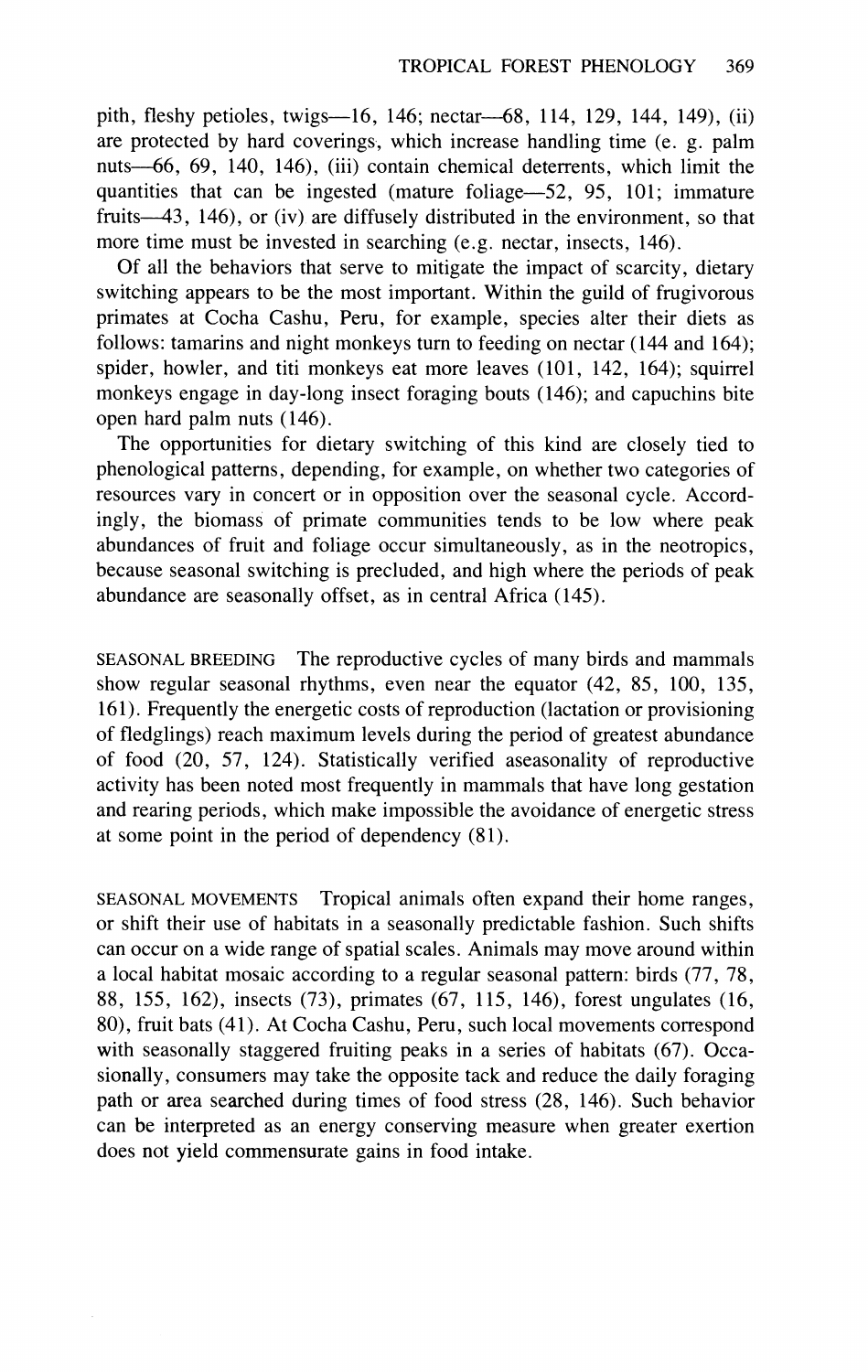pith, fleshy petioles, twigs—16, 146; nectar—68, 114, 129, 144, 149), (ii) are protected by hard coverings, which increase handling time (e. g. palm nuts—66, 69, 140, 146), (iii) contain chemical deterrents, which limit the quantities that can be ingested (mature foliage—52, 95, 101; immature fruits—43, 146), or (iv) are diffusely distributed in the environment, so that more time must be invested in searching (e.g. nectar, insects, 146).

Of all the behaviors that serve to mitigate the impact of scarcity, dietary switching appears to be the most important. Within the guild of frugivorous primates at Cocha Cashu, Peru, for example, species alter their diets as follows: tamarins and night monkeys turn to feeding on nectar (144 and 164); spider, howler, and titi monkeys eat more leaves (101, 142, 164); squirrel monkeys engage in day-long insect foraging bouts (146); and capuchins bite open hard palm nuts (146).

The opportunities for dietary switching of this kind are closely tied to phenological patterns, depending, for example, on whether two categories of resources vary in concert or in opposition over the seasonal cycle. Accordingly, the biomass of primate communities tends to be low where peak abundances of fruit and foliage occur simultaneously, as in the neotropics, because seasonal switching is precluded, and high where the periods of peak abundance are seasonally offset, as in central Africa (145).

SEASONAL BREEDING The reproductive cycles of many birds and mammals show regular seasonal rhythms, even near the equator (42, 85, 100, 135, 161). Frequently the energetic costs of reproduction (lactation or provisioning of fledglings) reach maximum levels during the period of greatest abundance of food (20, 57, 124). Statistically verified aseasonality of reproductive activity has been noted most frequently in mammals that have long gestation and rearing periods, which make impossible the avoidance of energetic stress at some point in the period of dependency (81).

SEASONAL MOVEMENTS Tropical animals often expand their home ranges, or shift their use of habitats in a seasonally predictable fashion. Such shifts can occur on a wide range of spatial scales. Animals may move around within a local habitat mosaic according to a regular seasonal pattern: birds (77, 78, 88, 155, 162), insects (73), primates (67, 115, 146), forest ungulates (16, 80), fruit bats (41). At Cocha Cashu, Peru, such local movements correspond with seasonally staggered fruiting peaks in a series of habitats (67). Occasionally, consumers may take the opposite tack and reduce the daily foraging path or area searched during times of food stress (28, 146). Such behavior can be interpreted as an energy conserving measure when greater exertion does not yield commensurate gains in food intake.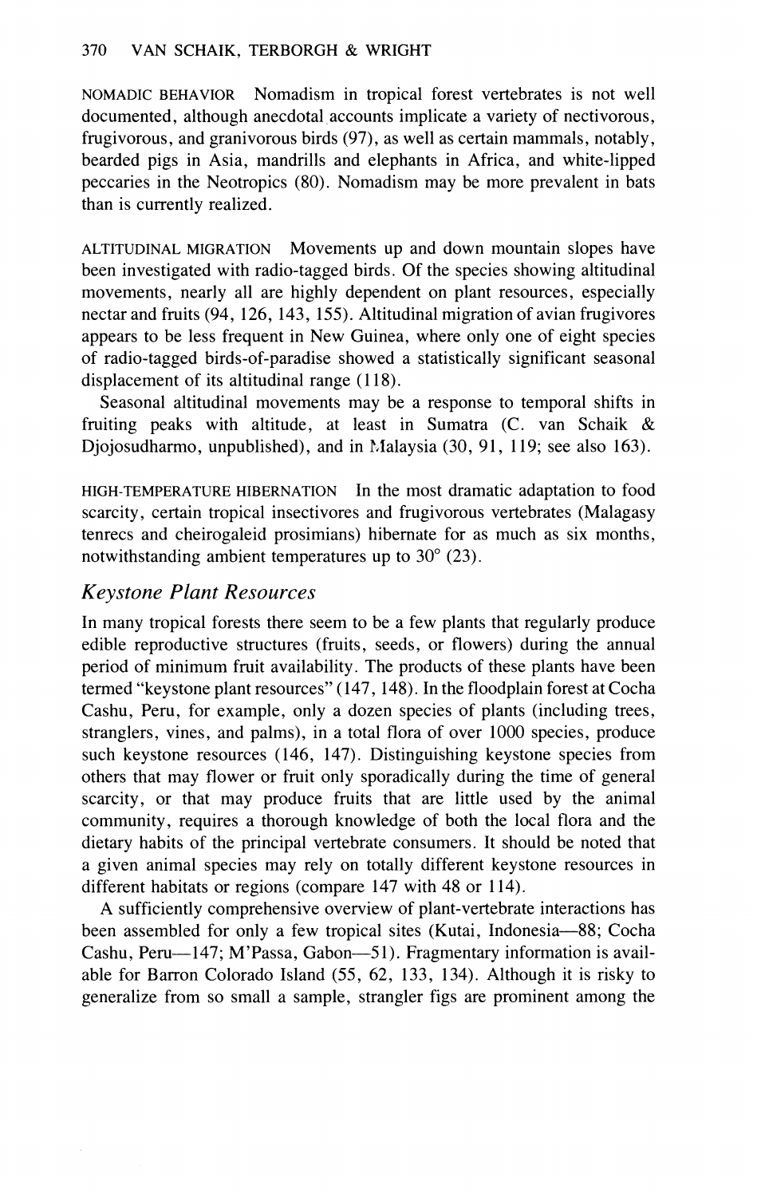**NOMADIC BEHAVIOR** Nomadism in tropical forest vertebrates is not well documented, although anecdotal accounts implicate a variety of nectivorous, frugivorous, and granivorous birds (97), as well as certain mammals, notably, bearded pigs in Asia, mandrills and elephants in Africa, and white-lipped peccaries in the Neotropics (80). Nomadism may be more prevalent in bats than is currently realized.

**ALTITUDINAL MIGRATION** Movements up and down mountain slopes have been investigated with radio-tagged birds. Of the species showing altitudinal movements, nearly all are highly dependent on plant resources, especially nectar and fruits (94, 126, 143, 155). Altitudinal migration of avian frugivores appears to be less frequent in New Guinea, where only one of eight species of radio-tagged birds-of-paradise showed a statistically significant seasonal displacement of its altitudinal range (118).

Seasonal altitudinal movements may be a response to temporal shifts in fruiting peaks with altitude, at least in Sumatra (C. van Schaik & Djojosudharmo, unpublished), and in Malaysia (30, 91, 119; see also 163).

**HIGH-TEMPERATURE HIBERNATION** In the most dramatic adaptation to food scarcity, certain tropical insectivores and frugivorous vertebrates (Malagasy tenrecs and cheirogaleid prosimians) hibernate for as much as six months, notwithstanding ambient temperatures up to 30° (23).

## *Keystone Plant Resources*

In many tropical forests there seem to be a few plants that regularly produce edible reproductive structures (fruits, seeds, or flowers) during the annual period of minimum fruit availability. The products of these plants have been termed "keystone plant resources" (147, 148). In the floodplain forest at Cocha Cashu, Peru, for example, only a dozen species of plants (including trees, stranglers, vines, and palms), in a total flora of over 1000 species, produce such keystone resources (146, 147). Distinguishing keystone species from others that may flower or fruit only sporadically during the time of general scarcity, or that may produce fruits that are little used by the animal community, requires a thorough knowledge of both the local flora and the dietary habits of the principal vertebrate consumers. It should be noted that a given animal species may rely on totally different keystone resources in different habitats or regions (compare 147 with 48 or 114).

A sufficiently comprehensive overview of plant-vertebrate interactions has been assembled for only a few tropical sites (Kutai, Indonesia—88; Cocha Cashu, Peru—147; M'Passa, Gabon—51). Fragmentary information is available for Barron Colorado Island (55, 62, 133, 134). Although it is risky to generalize from so small a sample, strangler figs are prominent among the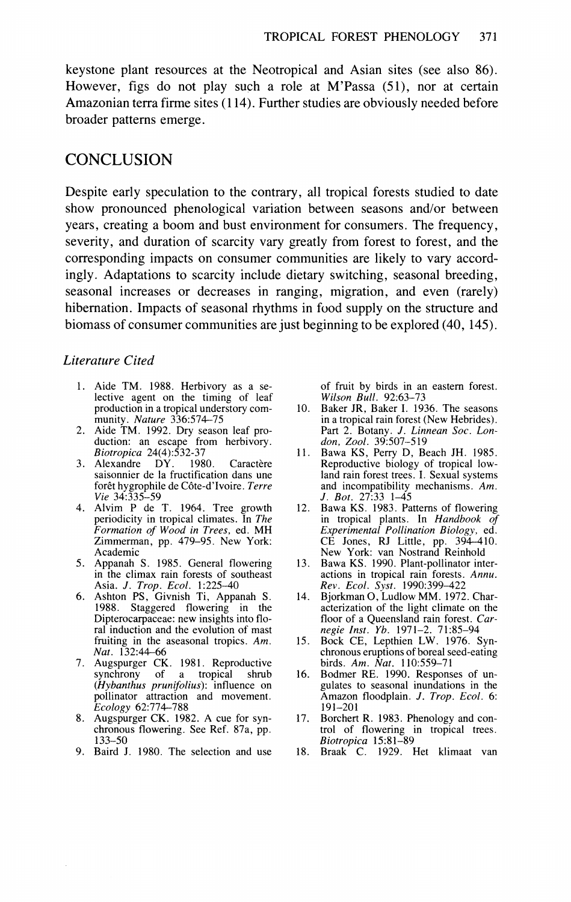keystone plant resources at the Neotropical and Asian sites (see also 86). However, figs do not play such a role at M'Passa (51), nor at certain Amazonian terra firme sites (114). Further studies are obviously needed before broader patterns emerge.

## CONCLUSION

Despite early speculation to the contrary, all tropical forests studied to date show pronounced phenological variation between seasons and/or between years, creating a boom and bust environment for consumers. The frequency, severity, and duration of scarcity vary greatly from forest to forest, and the corresponding impacts on consumer communities are likely to vary accordingly. Adaptations to scarcity include dietary switching, seasonal breeding, seasonal increases or decreases in ranging, migration, and even (rarely) hibernation. Impacts of seasonal rhythms in food supply on the structure and biomass of consumer communities are just beginning to be explored (40, 145).

### *Literature Cited*

1. Aide TM. 1988. Herbivory as a selective agent on the timing of leaf production in a tropical understory community. *Nature* 336:574–75
2. Aide TM. 1992. Dry season leaf production: an escape from herbivory. *Biotropica* 24(4):532-37
3. Alexandre DY. 1980. Caractère saisonnier de la fructification dans une forêt hygrophile de Côte-d'Ivoire. *Terre Vie* 34:335–59
4. Alvim P de T. 1964. Tree growth periodicity in tropical climates. In *The Formation of Wood in Trees*, ed. MH Zimmerman, pp. 479–95. New York: Academic
5. Appanah S. 1985. General flowering in the climax rain forests of southeast Asia. *J. Trop. Ecol.* 1:225–40
6. Ashton PS, Givnish Ti, Appanah S. 1988. Staggered flowering in the Dipterocarpaceae: new insights into floral induction and the evolution of mast fruiting in the aseasonal tropics. *Am. Nat.* 132:44–66
7. Augspurger CK. 1981. Reproductive synchrony of a tropical shrub (*Hybanthus prunifolius*): influence on pollinator attraction and movement. *Ecology* 62:774–788
8. Augspurger CK. 1982. A cue for synchronous flowering. See Ref. 87a, pp. 133–50
9. Baird J. 1980. The selection and use of fruit by birds in an eastern forest. *Wilson Bull.* 92:63–73
10. Baker JR, Baker I. 1936. The seasons in a tropical rain forest (New Hebrides). Part 2. Botany. *J. Linnean Soc. London, Zool.* 39:507–519
11. Bawa KS, Perry D, Beach JH. 1985. Reproductive biology of tropical lowland rain forest trees. I. Sexual systems and incompatibility mechanisms. *Am. J. Bot.* 27:33 1–45
12. Bawa KS. 1983. Patterns of flowering in tropical plants. In *Handbook of Experimental Pollination Biology*, ed. CE Jones, RJ Little, pp. 394–410. New York: van Nostrand Reinhold
13. Bawa KS. 1990. Plant-pollinator interactions in tropical rain forests. *Annu. Rev. Ecol. Syst.* 1990:399–422
14. Bjorkman O, Ludlow MM. 1972. Characterization of the light climate on the floor of a Queensland rain forest. *Carnegie Inst. Yb.* 1971–2. 71:85–94
15. Bock CE, Lepthien LW. 1976. Synchronous eruptions of boreal seed-eating birds. *Am. Nat.* 110:559–71
16. Bodmer RE. 1990. Responses of ungulates to seasonal inundations in the Amazon floodplain. *J. Trop. Ecol.* 6: 191–201
17. Borchert R. 1983. Phenology and control of flowering in tropical trees. *Biotropica* 15:81–89
18. Braak C. 1929. Het klimaat van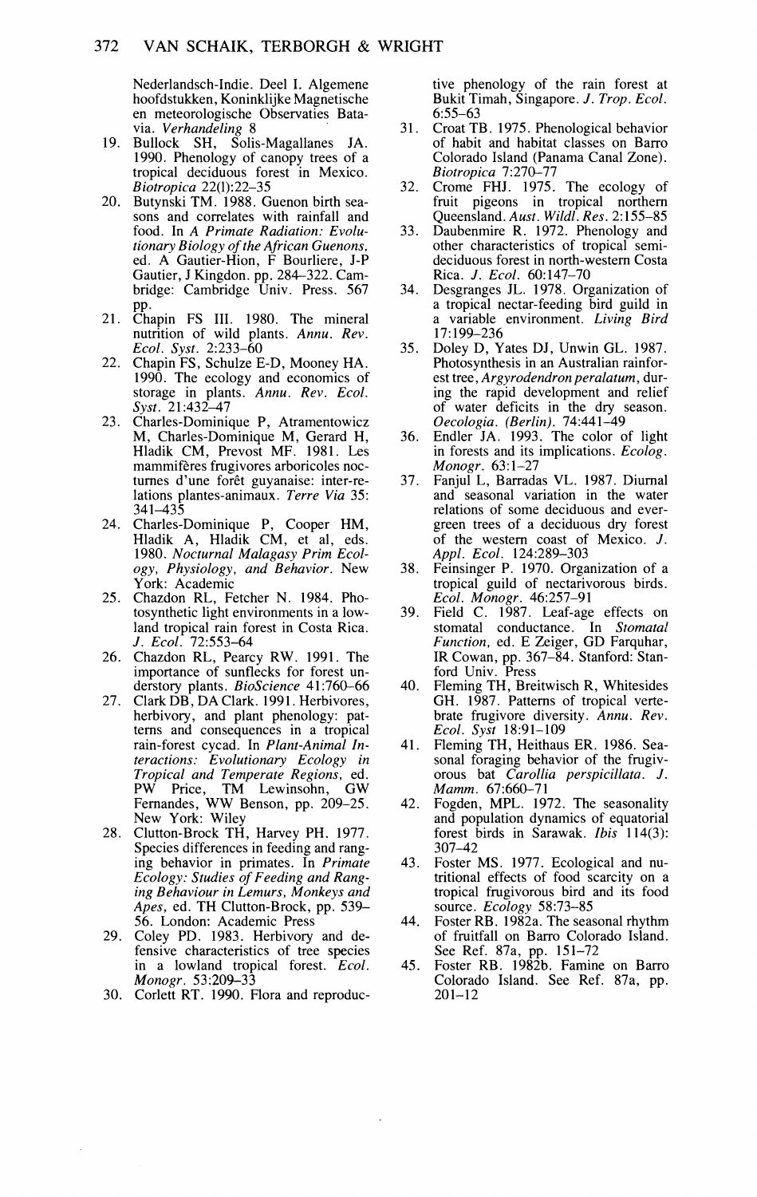Nederlandsch-Indie. Deel I. Algemene hoofdstukken, Koninklijke Magnetische en meteorologische Observaties Batavia. *Verhandeling* 8

19. Bullock SH, Solis-Magallanes JA. 1990. Phenology of canopy trees of a tropical deciduous forest in Mexico. *Biotropica* 22(1):22–35
20. Butynski TM. 1988. Guenon birth seasons and correlates with rainfall and food. In *A Primate Radiation: Evolutionary Biology of the African Guenons*, ed. A Gautier-Hion, F Bourliere, J-P Gautier, J Kingdon. pp. 284–322. Cambridge: Cambridge Univ. Press. 567 pp.
21. Chapin FS III. 1980. The mineral nutrition of wild plants. *Annu. Rev. Ecol. Syst.* 2:233–60
22. Chapin FS, Schulze E-D, Mooney HA. 1990. The ecology and economics of storage in plants. *Annu. Rev. Ecol. Syst.* 21:432–47
23. Charles-Dominique P, Atramentowicz M, Charles-Dominique M, Gerard H, Hladik CM, Prevost MF. 1981. Les mammifères frugivores arboricoles nocturnes d'une forêt guyanaise: inter-relations plantes-animaux. *Terre Via* 35: 341–435
24. Charles-Dominique P, Cooper HM, Hladik A, Hladik CM, et al, eds. 1980. *Nocturnal Malagasy Prim Ecology, Physiology, and Behavior*. New York: Academic
25. Chazdon RL, Fetcher N. 1984. Photosynthetic light environments in a lowland tropical rain forest in Costa Rica. *J. Ecol.* 72:553–64
26. Chazdon RL, Pearcy RW. 1991. The importance of sunflecks for forest understory plants. *BioScience* 41:760–66
27. Clark DB, DA Clark. 1991. Herbivores, herbivory, and plant phenology: patterns and consequences in a tropical rain-forest cycad. In *Plant-Animal Interactions: Evolutionary Ecology in Tropical and Temperate Regions*, ed. PW Price, TM Lewinsohn, GW Fernandes, WW Benson, pp. 209–25. New York: Wiley
28. Clutton-Brock TH, Harvey PH. 1977. Species differences in feeding and ranging behavior in primates. In *Primate Ecology: Studies of Feeding and Ranging Behaviour in Lemurs, Monkeys and Apes*, ed. TH Clutton-Brock, pp. 539–56. London: Academic Press
29. Coley PD. 1983. Herbivory and defensive characteristics of tree species in a lowland tropical forest. *Ecol. Monogr.* 53:209–33
30. Corlett RT. 1990. Flora and reproductive phenology of the rain forest at Bukit Timah, Singapore. *J. Trop. Ecol.* 6:55–63
31. Croat TB. 1975. Phenological behavior of habit and habitat classes on Barro Colorado Island (Panama Canal Zone). *Biotropica* 7:270–77
32. Crome FHJ. 1975. The ecology of fruit pigeons in tropical northern Queensland. *Aust. Wildl. Res.* 2:155–85
33. Daubenmire R. 1972. Phenology and other characteristics of tropical semi-deciduous forest in north-western Costa Rica. *J. Ecol.* 60:147–70
34. Desgranges JL. 1978. Organization of a tropical nectar-feeding bird guild in a variable environment. *Living Bird* 17:199–236
35. Doley D, Yates DJ, Unwin GL. 1987. Photosynthesis in an Australian rainforest tree, *Argyrodendron peralatum*, during the rapid development and relief of water deficits in the dry season. *Oecologia. (Berlin).* 74:441–49
36. Endler JA. 1993. The color of light in forests and its implications. *Ecolog. Monogr.* 63:1–27
37. Fanjul L, Barradas VL. 1987. Diurnal and seasonal variation in the water relations of some deciduous and evergreen trees of a deciduous dry forest of the western coast of Mexico. *J. Appl. Ecol.* 124:289–303
38. Feinsinger P. 1970. Organization of a tropical guild of nectarivorous birds. *Ecol. Monogr.* 46:257–91
39. Field C. 1987. Leaf-age effects on stomatal conductance. In *Stomatal Function*, ed. E Zeiger, GD Farquhar, IR Cowan, pp. 367–84. Stanford: Stanford Univ. Press
40. Fleming TH, Breitwisch R, Whitesides GH. 1987. Patterns of tropical vertebrate frugivore diversity. *Annu. Rev. Ecol. Syst* 18:91–109
41. Fleming TH, Heithaus ER. 1986. Seasonal foraging behavior of the frugivorous bat *Carollia perspicillata*. *J. Mamm.* 67:660–71
42. Fogden, MPL. 1972. The seasonality and population dynamics of equatorial forest birds in Sarawak. *Ibis* 114(3): 307–42
43. Foster MS. 1977. Ecological and nutritional effects of food scarcity on a tropical frugivorous bird and its food source. *Ecology* 58:73–85
44. Foster RB. 1982a. The seasonal rhythm of fruitfall on Barro Colorado Island. See Ref. 87a, pp. 151–72
45. Foster RB. 1982b. Famine on Barro Colorado Island. See Ref. 87a, pp. 201–12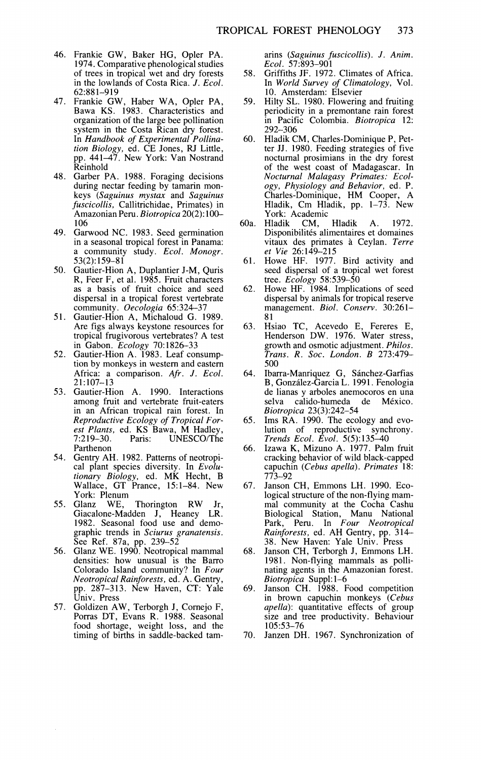46. Frankie GW, Baker HG, Opler PA. 1974. Comparative phenological studies of trees in tropical wet and dry forests in the lowlands of Costa Rica. *J. Ecol.* 62:881–919
47. Frankie GW, Haber WA, Opler PA, Bawa KS. 1983. Characteristics and organization of the large bee pollination system in the Costa Rican dry forest. In *Handbook of Experimental Pollination Biology,* ed. CE Jones, RJ Little, pp. 441–47. New York: Van Nostrand Reinhold
48. Garber PA. 1988. Foraging decisions during nectar feeding by tamarin monkeys (*Saguinus mystax* and *Saguinus fuscicollis,* Callitrichidae, Primates) in Amazonian Peru. *Biotropica* 20(2):100–106
49. Garwood NC. 1983. Seed germination in a seasonal tropical forest in Panama: a community study. *Ecol. Monogr.* 53(2):159–81
50. Gautier-Hion A, Duplantier J-M, Quris R, Feer F, et al. 1985. Fruit characters as a basis of fruit choice and seed dispersal in a tropical forest vertebrate community. *Oecologia* 65:324–37
51. Gautier-Hion A, Michaloud G. 1989. Are figs always keystone resources for tropical frugivorous vertebrates? A test in Gabon. *Ecology* 70:1826–33
52. Gautier-Hion A. 1983. Leaf consumption by monkeys in western and eastern Africa: a comparison. *Afr. J. Ecol.* 21:107–13
53. Gautier-Hion A. 1990. Interactions among fruit and vertebrate fruit-eaters in an African tropical rain forest. In *Reproductive Ecology of Tropical Forest Plants,* ed. KS Bawa, M Hadley, 7:219–30. Paris: UNESCO/The Parthenon
54. Gentry AH. 1982. Patterns of neotropical plant species diversity. In *Evolutionary Biology,* ed. MK Hecht, B Wallace, GT Prance, 15:1–84. New York: Plenum
55. Glanz WE, Thorington RW Jr, Giacalone-Madden J, Heaney LR. 1982. Seasonal food use and demographic trends in *Sciurus granatensis.* See Ref. 87a, pp. 239–52
56. Glanz WE. 1990. Neotropical mammal densities: how unusual is the Barro Colorado Island community? In *Four Neotropical Rainforests,* ed. A. Gentry, pp. 287–313. New Haven, CT: Yale Univ. Press
57. Goldizen AW, Terborgh J, Cornejo F, Porras DT, Evans R. 1988. Seasonal food shortage, weight loss, and the timing of births in saddle-backed tamarins (*Saguinus fuscicollis*). *J. Anim. Ecol.* 57:893–901
58. Griffiths JF. 1972. Climates of Africa. In *World Survey of Climatology,* Vol. 10. Amsterdam: Elsevier
59. Hilty SL. 1980. Flowering and fruiting periodicity in a premontane rain forest in Pacific Colombia. *Biotropica* 12: 292–306
60. Hladik CM, Charles-Dominique P, Petter JJ. 1980. Feeding strategies of five nocturnal prosimians in the dry forest of the west coast of Madagascar. In *Nocturnal Malagasy Primates: Ecology, Physiology and Behavior,* ed. P. Charles-Dominique, HM Cooper, A Hladik, Cm Hladik, pp. 1–73. New York: Academic

60a. Hladik CM, Hladik A. 1972. Disponibilités alimentaires et domaines vitaux des primates à Ceylan. *Terre et Vie* 26:149–215

61. Howe HF. 1977. Bird activity and seed dispersal of a tropical wet forest tree. *Ecology* 58:539–50
62. Howe HF. 1984. Implications of seed dispersal by animals for tropical reserve management. *Biol. Conserv.* 30:261–81
63. Hsiao TC, Acevedo E, Fereres E, Henderson DW. 1976. Water stress, growth and osmotic adjustment. *Philos. Trans. R. Soc. London. B* 273:479–500
64. Ibarra-Manriquez G, Sánchez-Garfias B, González-Garcia L. 1991. Fenologia de lianas y arboles anemocoros en una selva calido-humeda de México. *Biotropica* 23(3):242–54
65. Ims RA. 1990. The ecology and evolution of reproductive synchrony. *Trends Ecol. Evol.* 5(5):135–40
66. Izawa K, Mizuno A. 1977. Palm fruit cracking behavior of wild black-capped capuchin (*Cebus apella*). *Primates* 18: 773–92
67. Janson CH, Emmons LH. 1990. Ecological structure of the non-flying mammal community at the Cocha Cashu Biological Station, Manu National Park, Peru. In *Four Neotropical Rainforests,* ed. AH Gentry, pp. 314–38. New Haven: Yale Univ. Press
68. Janson CH, Terborgh J, Emmons LH. 1981. Non-flying mammals as pollinating agents in the Amazonian forest. *Biotropica* Suppl:1–6
69. Janson CH. 1988. Food competition in brown capuchin monkeys (*Cebus apella*): quantitative effects of group size and tree productivity. Behaviour 105:53–76
70. Janzen DH. 1967. Synchronization of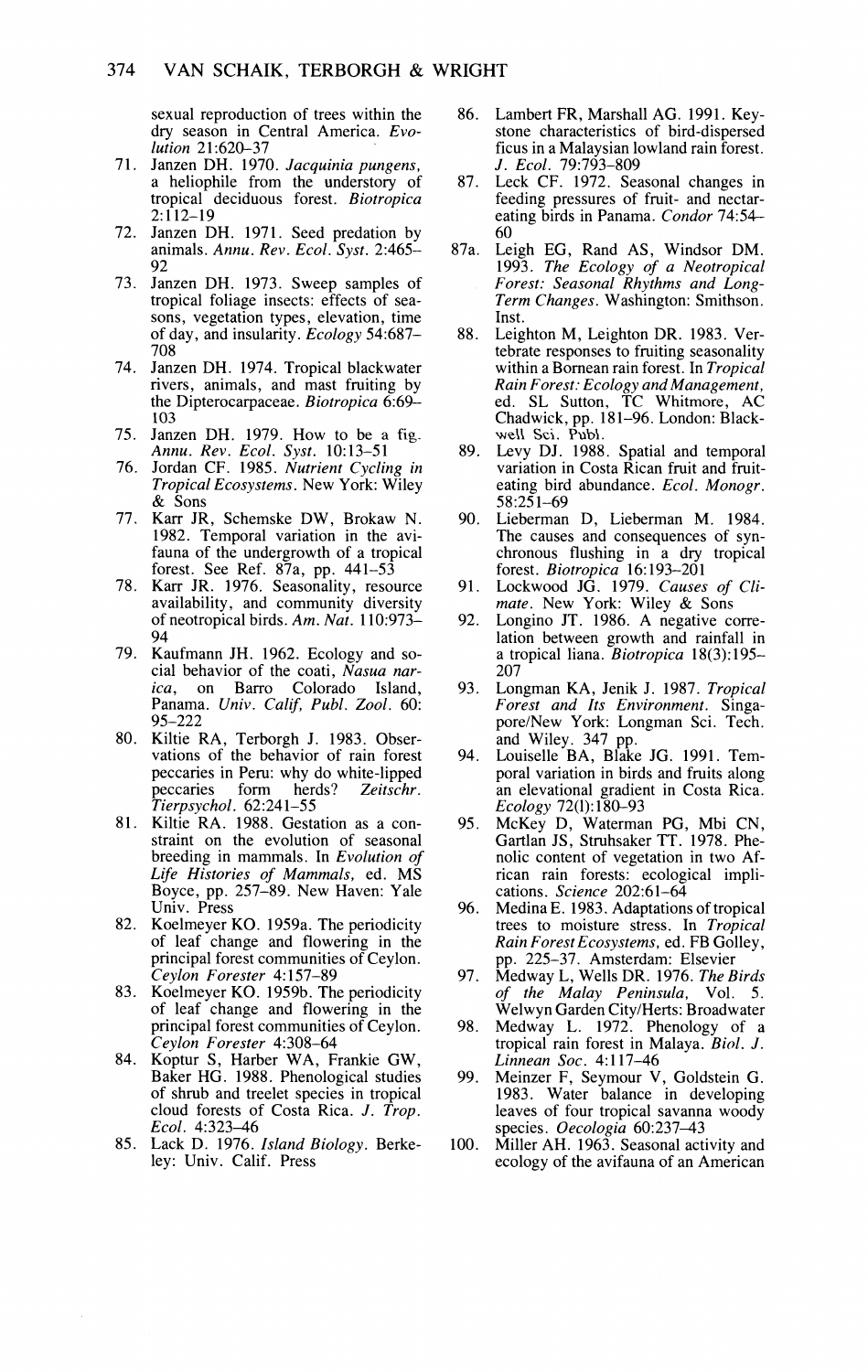sexual reproduction of trees within the dry season in Central America. *Evolution* 21:620–37

71. Janzen DH. 1970. *Jacquinia pungens*, a heliophile from the understory of tropical deciduous forest. *Biotropica* 2:112–19
72. Janzen DH. 1971. Seed predation by animals. *Annu. Rev. Ecol. Syst.* 2:465–92
73. Janzen DH. 1973. Sweep samples of tropical foliage insects: effects of seasons, vegetation types, elevation, time of day, and insularity. *Ecology* 54:687–708
74. Janzen DH. 1974. Tropical blackwater rivers, animals, and mast fruiting by the Dipterocarpaceae. *Biotropica* 6:69–103
75. Janzen DH. 1979. How to be a fig. *Annu. Rev. Ecol. Syst.* 10:13–51
76. Jordan CF. 1985. *Nutrient Cycling in Tropical Ecosystems*. New York: Wiley & Sons
77. Karr JR, Schemske DW, Brokaw N. 1982. Temporal variation in the avifauna of the undergrowth of a tropical forest. See Ref. 87a, pp. 441–53
78. Karr JR. 1976. Seasonality, resource availability, and community diversity of neotropical birds. *Am. Nat.* 110:973–94
79. Kaufmann JH. 1962. Ecology and social behavior of the coati, *Nasua narica*, on Barro Colorado Island, Panama. *Univ. Calif, Publ. Zool.* 60: 95–222
80. Kiltie RA, Terborgh J. 1983. Observations of the behavior of rain forest peccaries in Peru: why do white-lipped peccaries form herds? *Zeitschr. Tierpsychol.* 62:241–55
81. Kiltie RA. 1988. Gestation as a constraint on the evolution of seasonal breeding in mammals. In *Evolution of Life Histories of Mammals*, ed. MS Boyce, pp. 257–89. New Haven: Yale Univ. Press
82. Koelmeyer KO. 1959a. The periodicity of leaf change and flowering in the principal forest communities of Ceylon. *Ceylon Forester* 4:157–89
83. Koelmeyer KO. 1959b. The periodicity of leaf change and flowering in the principal forest communities of Ceylon. *Ceylon Forester* 4:308–64
84. Koptur S, Harber WA, Frankie GW, Baker HG. 1988. Phenological studies of shrub and treelet species in tropical cloud forests of Costa Rica. *J. Trop. Ecol.* 4:323–46
85. Lack D. 1976. *Island Biology*. Berkeley: Univ. Calif. Press
86. Lambert FR, Marshall AG. 1991. Keystone characteristics of bird-dispersed ficus in a Malaysian lowland rain forest. *J. Ecol.* 79:793–809
87. Leck CF. 1972. Seasonal changes in feeding pressures of fruit- and nectar-eating birds in Panama. *Condor* 74:54–60

87a. Leigh EG, Rand AS, Windsor DM. 1993. *The Ecology of a Neotropical Forest: Seasonal Rhythms and Long-Term Changes*. Washington: Smithson. Inst.

88. Leighton M, Leighton DR. 1983. Vertebrate responses to fruiting seasonality within a Bornean rain forest. In *Tropical Rain Forest: Ecology and Management*, ed. SL Sutton, TC Whitmore, AC Chadwick, pp. 181–96. London: Blackwell Sci. Publ.
89. Levy DJ. 1988. Spatial and temporal variation in Costa Rican fruit and fruit-eating bird abundance. *Ecol. Monogr.* 58:251–69
90. Lieberman D, Lieberman M. 1984. The causes and consequences of synchronous flushing in a dry tropical forest. *Biotropica* 16:193–201
91. Lockwood JG. 1979. *Causes of Climate*. New York: Wiley & Sons
92. Longino JT. 1986. A negative correlation between growth and rainfall in a tropical liana. *Biotropica* 18(3):195–207
93. Longman KA, Jenik J. 1987. *Tropical Forest and Its Environment*. Singapore/New York: Longman Sci. Tech. and Wiley. 347 pp.
94. Louiselle BA, Blake JG. 1991. Temporal variation in birds and fruits along an elevational gradient in Costa Rica. *Ecology* 72(l):180–93
95. McKey D, Waterman PG, Mbi CN, Gartlan JS, Struhsaker TT. 1978. Phenolic content of vegetation in two African rain forests: ecological implications. *Science* 202:61–64
96. Medina E. 1983. Adaptations of tropical trees to moisture stress. In *Tropical Rain Forest Ecosystems*, ed. FB Golley, pp. 225–37. Amsterdam: Elsevier
97. Medway L, Wells DR. 1976. *The Birds of the Malay Peninsula*, Vol. 5. Welwyn Garden City/Herts: Broadwater
98. Medway L. 1972. Phenology of a tropical rain forest in Malaya. *Biol. J. Linnean Soc.* 4:117–46
99. Meinzer F, Seymour V, Goldstein G. 1983. Water balance in developing leaves of four tropical savanna woody species. *Oecologia* 60:237–43
100. Miller AH. 1963. Seasonal activity and ecology of the avifauna of an American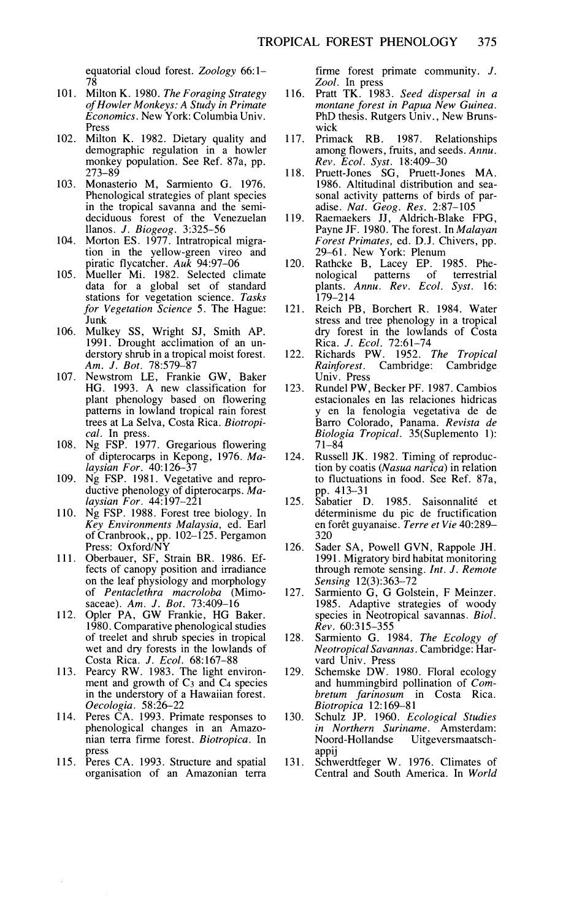equatorial cloud forest. *Zoology* 66:1–78

101. Milton K. 1980. *The Foraging Strategy of Howler Monkeys: A Study in Primate Economics*. New York: Columbia Univ. Press
102. Milton K. 1982. Dietary quality and demographic regulation in a howler monkey population. See Ref. 87a, pp. 273–89
103. Monasterio M, Sarmiento G. 1976. Phenological strategies of plant species in the tropical savanna and the semi-deciduous forest of the Venezuelan llanos. *J. Biogeog.* 3:325–56
104. Morton ES. 1977. Intratropical migration in the yellow-green vireo and piratic flycatcher. *Auk* 94:97–06
105. Mueller Mi. 1982. Selected climate data for a global set of standard stations for vegetation science. *Tasks for Vegetation Science* 5. The Hague: Junk
106. Mulkey SS, Wright SJ, Smith AP. 1991. Drought acclimation of an understory shrub in a tropical moist forest. *Am. J. Bot.* 78:579–87
107. Newstrom LE, Frankie GW, Baker HG. 1993. A new classification for plant phenology based on flowering patterns in lowland tropical rain forest trees at La Selva, Costa Rica. *Biotropical*. In press.
108. Ng FSP. 1977. Gregarious flowering of dipterocarps in Kepong, 1976. *Malaysian For.* 40:126–37
109. Ng FSP. 1981. Vegetative and reproductive phenology of dipterocarps. *Malaysian For.* 44:197–221
110. Ng FSP. 1988. Forest tree biology. In *Key Environments Malaysia*, ed. Earl of Cranbrook,, pp. 102–125. Pergamon Press: Oxford/NY
111. Oberbauer, SF, Strain BR. 1986. Effects of canopy position and irradiance on the leaf physiology and morphology of *Pentaclethra macroloba* (Mimosaceae). *Am. J. Bot.* 73:409–16
112. Opler PA, GW Frankie, HG Baker. 1980. Comparative phenological studies of treelet and shrub species in tropical wet and dry forests in the lowlands of Costa Rica. *J. Ecol.* 68:167–88
113. Pearcy RW. 1983. The light environment and growth of $C_3$ and $C_4$ species in the understory of a Hawaiian forest. *Oecologia*. 58:26–22
114. Peres CA. 1993. Primate responses to phenological changes in an Amazonian terra firme forest. *Biotropica*. In press
115. Peres CA. 1993. Structure and spatial organisation of an Amazonian terra firme forest primate community. *J. Zool.* In press
116. Pratt TK. 1983. *Seed dispersal in a montane forest in Papua New Guinea*. PhD thesis. Rutgers Univ., New Brunswick
117. Primack RB. 1987. Relationships among flowers, fruits, and seeds. *Annu. Rev. Ecol. Syst.* 18:409–30
118. Pruett-Jones SG, Pruett-Jones MA. 1986. Altitudinal distribution and seasonal activity patterns of birds of paradise. *Nat. Geog. Res.* 2:87–105
119. Raemaekers JJ, Aldrich-Blake FPG, Payne JF. 1980. The forest. In *Malayan Forest Primates*, ed. D.J. Chivers, pp. 29–61. New York: Plenum
120. Rathcke B, Lacey EP. 1985. Phenological patterns of terrestrial plants. *Annu. Rev. Ecol. Syst.* 16: 179–214
121. Reich PB, Borchert R. 1984. Water stress and tree phenology in a tropical dry forest in the lowlands of Costa Rica. *J. Ecol.* 72:61–74
122. Richards PW. 1952. *The Tropical Rainforest*. Cambridge: Cambridge Univ. Press
123. Rundel PW, Becker PF. 1987. Cambios estacionales en las relaciones hidricas y en la fenologia vegetativa de de Barro Colorado, Panama. *Revista de Biologia Tropical*. 35(Suplemento 1): 71–84
124. Russell JK. 1982. Timing of reproduction by coatis (*Nasua narica*) in relation to fluctuations in food. See Ref. 87a, pp. 413–31
125. Sabatier D. 1985. Saisonnalité et déterminisme du pic de fructification en forêt guyanaise. *Terre et Vie* 40:289–320
126. Sader SA, Powell GVN, Rappole JH. 1991. Migratory bird habitat monitoring through remote sensing. *Int. J. Remote Sensing* 12(3):363–72
127. Sarmiento G, G Golstein, F Meinzer. 1985. Adaptive strategies of woody species in Neotropical savannas. *Biol. Rev.* 60:315–355
128. Sarmiento G. 1984. *The Ecology of Neotropical Savannas*. Cambridge: Harvard Univ. Press
129. Schemske DW. 1980. Floral ecology and hummingbird pollination of *Combretum farinosum* in Costa Rica. *Biotropica* 12:169–81
130. Schulz JP. 1960. *Ecological Studies in Northern Suriname*. Amsterdam: Noord-Hollandse Uitgeversmaatschappij
131. Schwerdtfeger W. 1976. Climates of Central and South America. In *World*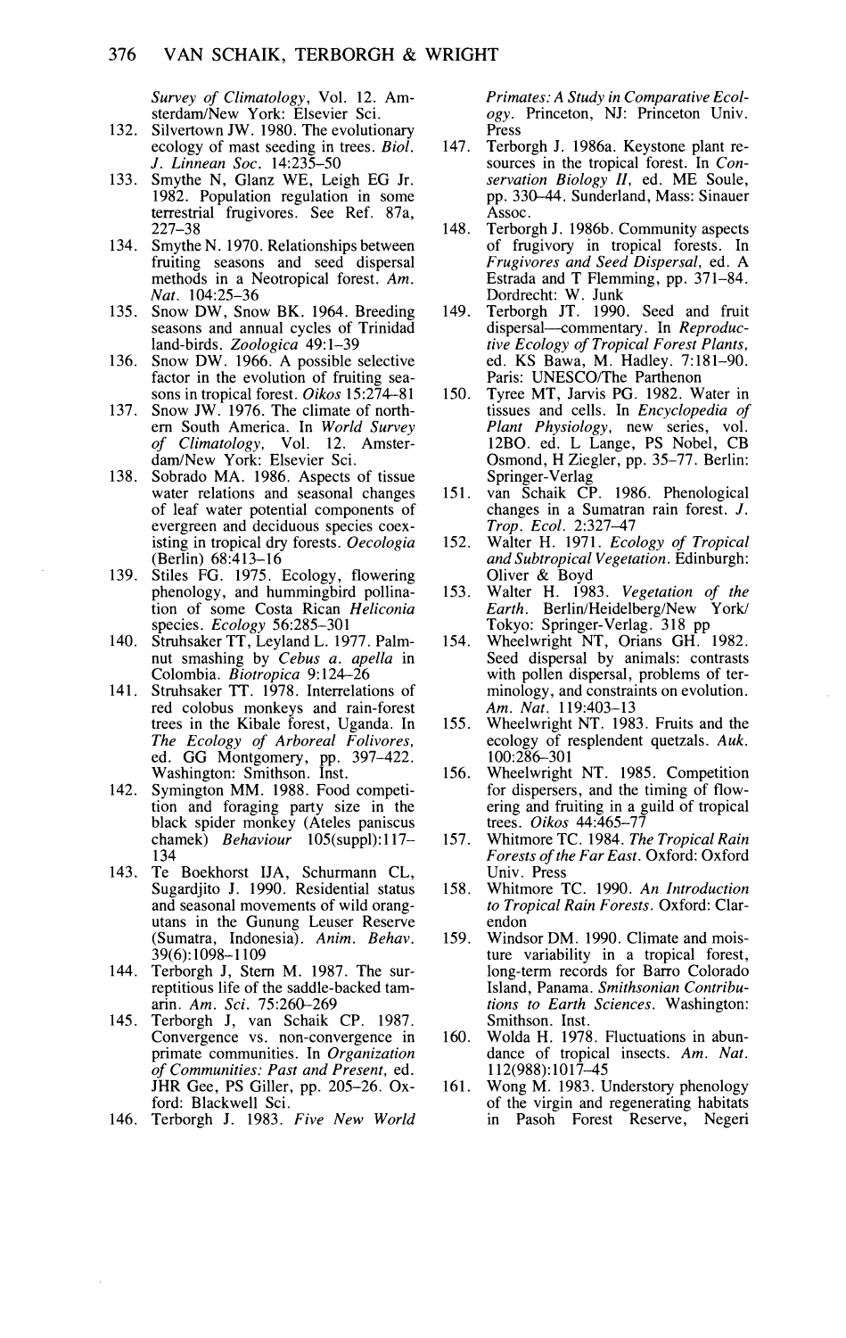Survey of Climatology, Vol. 12. Amsterdam/New York: Elsevier Sci.

132. Silvertown JW. 1980. The evolutionary ecology of mast seeding in trees. *Biol. J. Linnean Soc.* 14:235–50
133. Smythe N, Glanz WE, Leigh EG Jr. 1982. Population regulation in some terrestrial frugivores. See Ref. 87a, 227–38
134. Smythe N. 1970. Relationships between fruiting seasons and seed dispersal methods in a Neotropical forest. *Am. Nat.* 104:25–36
135. Snow DW, Snow BK. 1964. Breeding seasons and annual cycles of Trinidad land-birds. *Zoologica* 49:1–39
136. Snow DW. 1966. A possible selective factor in the evolution of fruiting seasons in tropical forest. *Oikos* 15:274–81
137. Snow JW. 1976. The climate of northern South America. In *World Survey of Climatology*, Vol. 12. Amsterdam/New York: Elsevier Sci.
138. Sobrado MA. 1986. Aspects of tissue water relations and seasonal changes of leaf water potential components of evergreen and deciduous species coexisting in tropical dry forests. *Oecologia* (Berlin) 68:413–16
139. Stiles FG. 1975. Ecology, flowering phenology, and hummingbird pollination of some Costa Rican *Heliconia* species. *Ecology* 56:285–301
140. Struhsaker TT, Leyland L. 1977. Palmnut smashing by *Cebus a. apella* in Colombia. *Biotropica* 9:124–26
141. Struhsaker TT. 1978. Interrelations of red colobus monkeys and rain-forest trees in the Kibale forest, Uganda. In *The Ecology of Arboreal Folivores*, ed. GG Montgomery, pp. 397–422. Washington: Smithson. Inst.
142. Symington MM. 1988. Food competition and foraging party size in the black spider monkey (Ateles paniscus chamek) *Behaviour* 105(suppl):117–134
143. Te Boekhorst IJA, Schurmann CL, Sugardjito J. 1990. Residential status and seasonal movements of wild orangutans in the Gunung Leuser Reserve (Sumatra, Indonesia). *Anim. Behav.* 39(6):1098–1109
144. Terborgh J, Stern M. 1987. The surreptitious life of the saddle-backed tamarin. *Am. Sci.* 75:260–269
145. Terborgh J, van Schaik CP. 1987. Convergence vs. non-convergence in primate communities. In *Organization of Communities: Past and Present*, ed. JHR Gee, PS Giller, pp. 205–26. Oxford: Blackwell Sci.
146. Terborgh J. 1983. *Five New World Primates: A Study in Comparative Ecology*. Princeton, NJ: Princeton Univ. Press
147. Terborgh J. 1986a. Keystone plant resources in the tropical forest. In *Conservation Biology II*, ed. ME Soule, pp. 330–44. Sunderland, Mass: Sinauer Assoc.
148. Terborgh J. 1986b. Community aspects of frugivory in tropical forests. In *Frugivores and Seed Dispersal*, ed. A Estrada and T Flemming, pp. 371–84. Dordrecht: W. Junk
149. Terborgh JT. 1990. Seed and fruit dispersal—commentary. In *Reproductive Ecology of Tropical Forest Plants*, ed. KS Bawa, M. Hadley. 7:181–90. Paris: UNESCO/The Parthenon
150. Tyree MT, Jarvis PG. 1982. Water in tissues and cells. In *Encyclopedia of Plant Physiology*, new series, vol. 12BO. ed. L Lange, PS Nobel, CB Osmond, H Ziegler, pp. 35–77. Berlin: Springer-Verlag
151. van Schaik CP. 1986. Phenological changes in a Sumatran rain forest. *J. Trop. Ecol.* 2:327–47
152. Walter H. 1971. *Ecology of Tropical and Subtropical Vegetation*. Edinburgh: Oliver & Boyd
153. Walter H. 1983. *Vegetation of the Earth*. Berlin/Heidelberg/New York/Tokyo: Springer-Verlag. 318 pp
154. Wheelwright NT, Orians GH. 1982. Seed dispersal by animals: contrasts with pollen dispersal, problems of terminology, and constraints on evolution. *Am. Nat.* 119:403–13
155. Wheelwright NT. 1983. Fruits and the ecology of resplendent quetzals. *Auk.* 100:286–301
156. Wheelwright NT. 1985. Competition for dispersers, and the timing of flowering and fruiting in a guild of tropical trees. *Oikos* 44:465–77
157. Whitmore TC. 1984. *The Tropical Rain Forests of the Far East*. Oxford: Oxford Univ. Press
158. Whitmore TC. 1990. *An Introduction to Tropical Rain Forests*. Oxford: Clarendon
159. Windsor DM. 1990. Climate and moisture variability in a tropical forest, long-term records for Barro Colorado Island, Panama. *Smithsonian Contributions to Earth Sciences*. Washington: Smithson. Inst.
160. Wolda H. 1978. Fluctuations in abundance of tropical insects. *Am. Nat.* 112(988):1017–45
161. Wong M. 1983. Understory phenology of the virgin and regenerating habitats in Pasoh Forest Reserve, Negeri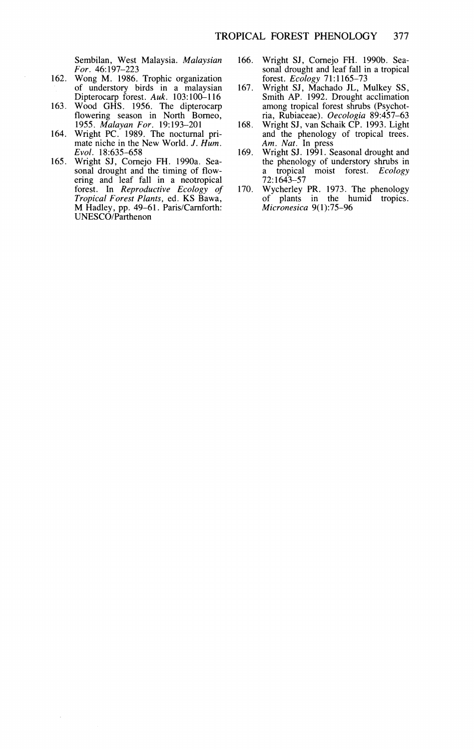Sembilan, West Malaysia. *Malaysian For*. 46:197–223

162. Wong M. 1986. Trophic organization of understory birds in a malaysian Dipterocarp forest. *Auk*. 103:100–116
163. Wood GHS. 1956. The dipterocarp flowering season in North Borneo, 1955. *Malayan For*. 19:193–201
164. Wright PC. 1989. The nocturnal primate niche in the New World. *J. Hum. Evol*. 18:635–658
165. Wright SJ, Cornejo FH. 1990a. Seasonal drought and the timing of flowering and leaf fall in a neotropical forest. In *Reproductive Ecology of Tropical Forest Plants,* ed. KS Bawa, M Hadley, pp. 49–61. Paris/Carnforth: UNESCO/Parthenon
166. Wright SJ, Cornejo FH. 1990b. Seasonal drought and leaf fall in a tropical forest. *Ecology* 71:1165–73
167. Wright SJ, Machado JL, Mulkey SS, Smith AP. 1992. Drought acclimation among tropical forest shrubs (Psychotria, Rubiaceae). *Oecologia* 89:457–63
168. Wright SJ, van Schaik CP. 1993. Light and the phenology of tropical trees. *Am. Nat*. In press
169. Wright SJ. 1991. Seasonal drought and the phenology of understory shrubs in a tropical moist forest. *Ecology* 72:1643–57
170. Wycherley PR. 1973. The phenology of plants in the humid tropics. *Micronesica* 9(1):75–96